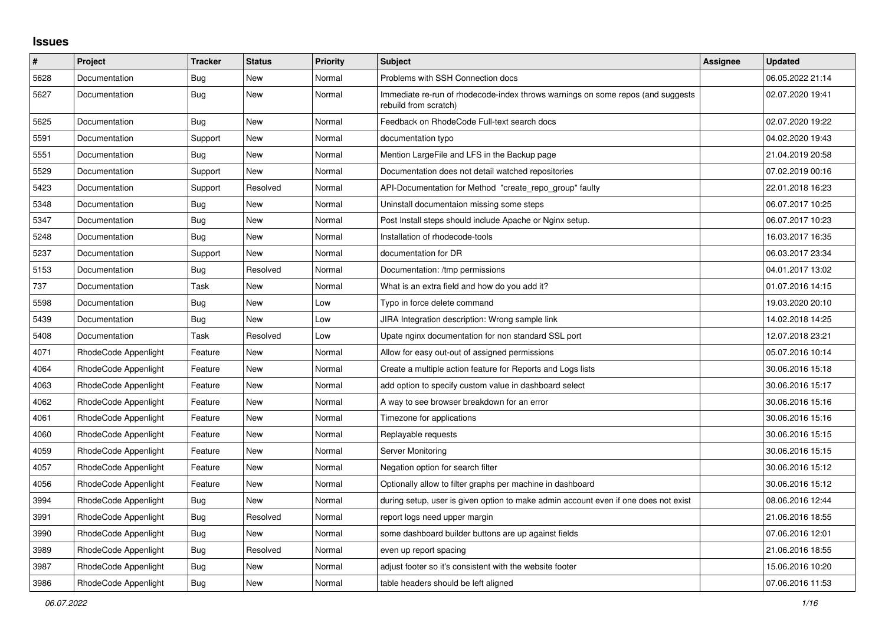# Issues

| # | Project | Tracker | Status | Priority | Subject | Assignee | Updated |
|---|---|---|---|---|---|---|---|
| 5628 | Documentation | Bug | New | Normal | Problems with SSH Connection docs | | 06.05.2022 21:14 |
| 5627 | Documentation | Bug | New | Normal | Immediate re-run of rhodecode-index throws warnings on some repos (and suggests rebuild from scratch) | | 02.07.2020 19:41 |
| 5625 | Documentation | Bug | New | Normal | Feedback on RhodeCode Full-text search docs | | 02.07.2020 19:22 |
| 5591 | Documentation | Support | New | Normal | documentation typo | | 04.02.2020 19:43 |
| 5551 | Documentation | Bug | New | Normal | Mention LargeFile and LFS in the Backup page | | 21.04.2019 20:58 |
| 5529 | Documentation | Support | New | Normal | Documentation does not detail watched repositories | | 07.02.2019 00:16 |
| 5423 | Documentation | Support | Resolved | Normal | API-Documentation for Method "create_repo_group" faulty | | 22.01.2018 16:23 |
| 5348 | Documentation | Bug | New | Normal | Uninstall documentaion missing some steps | | 06.07.2017 10:25 |
| 5347 | Documentation | Bug | New | Normal | Post Install steps should include Apache or Nginx setup. | | 06.07.2017 10:23 |
| 5248 | Documentation | Bug | New | Normal | Installation of rhodecode-tools | | 16.03.2017 16:35 |
| 5237 | Documentation | Support | New | Normal | documentation for DR | | 06.03.2017 23:34 |
| 5153 | Documentation | Bug | Resolved | Normal | Documentation: /tmp permissions | | 04.01.2017 13:02 |
| 737 | Documentation | Task | New | Normal | What is an extra field and how do you add it? | | 01.07.2016 14:15 |
| 5598 | Documentation | Bug | New | Low | Typo in force delete command | | 19.03.2020 20:10 |
| 5439 | Documentation | Bug | New | Low | JIRA Integration description: Wrong sample link | | 14.02.2018 14:25 |
| 5408 | Documentation | Task | Resolved | Low | Upate nginx documentation for non standard SSL port | | 12.07.2018 23:21 |
| 4071 | RhodeCode Appenlight | Feature | New | Normal | Allow for easy out-out of assigned permissions | | 05.07.2016 10:14 |
| 4064 | RhodeCode Appenlight | Feature | New | Normal | Create a multiple action feature for Reports and Logs lists | | 30.06.2016 15:18 |
| 4063 | RhodeCode Appenlight | Feature | New | Normal | add option to specify custom value in dashboard select | | 30.06.2016 15:17 |
| 4062 | RhodeCode Appenlight | Feature | New | Normal | A way to see browser breakdown for an error | | 30.06.2016 15:16 |
| 4061 | RhodeCode Appenlight | Feature | New | Normal | Timezone for applications | | 30.06.2016 15:16 |
| 4060 | RhodeCode Appenlight | Feature | New | Normal | Replayable requests | | 30.06.2016 15:15 |
| 4059 | RhodeCode Appenlight | Feature | New | Normal | Server Monitoring | | 30.06.2016 15:15 |
| 4057 | RhodeCode Appenlight | Feature | New | Normal | Negation option for search filter | | 30.06.2016 15:12 |
| 4056 | RhodeCode Appenlight | Feature | New | Normal | Optionally allow to filter graphs per machine in dashboard | | 30.06.2016 15:12 |
| 3994 | RhodeCode Appenlight | Bug | New | Normal | during setup, user is given option to make admin account even if one does not exist | | 08.06.2016 12:44 |
| 3991 | RhodeCode Appenlight | Bug | Resolved | Normal | report logs need upper margin | | 21.06.2016 18:55 |
| 3990 | RhodeCode Appenlight | Bug | New | Normal | some dashboard builder buttons are up against fields | | 07.06.2016 12:01 |
| 3989 | RhodeCode Appenlight | Bug | Resolved | Normal | even up report spacing | | 21.06.2016 18:55 |
| 3987 | RhodeCode Appenlight | Bug | New | Normal | adjust footer so it's consistent with the website footer | | 15.06.2016 10:20 |
| 3986 | RhodeCode Appenlight | Bug | New | Normal | table headers should be left aligned | | 07.06.2016 11:53 |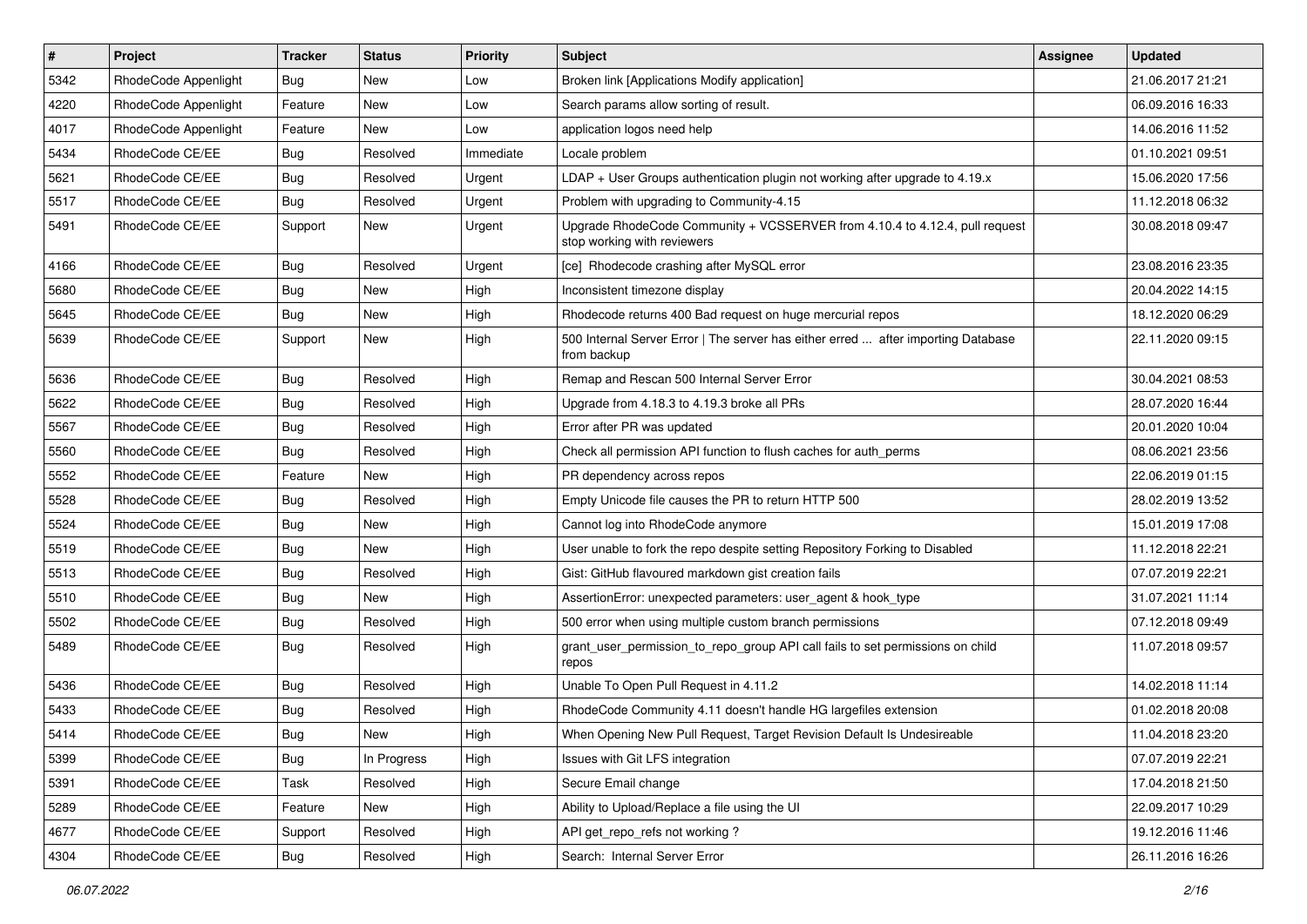| # | Project | Tracker | Status | Priority | Subject | Assignee | Updated |
|---|---|---|---|---|---|---|---|
| 5342 | RhodeCode Appenlight | Bug | New | Low | Broken link [Applications Modify application] | | 21.06.2017 21:21 |
| 4220 | RhodeCode Appenlight | Feature | New | Low | Search params allow sorting of result. | | 06.09.2016 16:33 |
| 4017 | RhodeCode Appenlight | Feature | New | Low | application logos need help | | 14.06.2016 11:52 |
| 5434 | RhodeCode CE/EE | Bug | Resolved | Immediate | Locale problem | | 01.10.2021 09:51 |
| 5621 | RhodeCode CE/EE | Bug | Resolved | Urgent | LDAP + User Groups authentication plugin not working after upgrade to 4.19.x | | 15.06.2020 17:56 |
| 5517 | RhodeCode CE/EE | Bug | Resolved | Urgent | Problem with upgrading to Community-4.15 | | 11.12.2018 06:32 |
| 5491 | RhodeCode CE/EE | Support | New | Urgent | Upgrade RhodeCode Community + VCSSERVER from 4.10.4 to 4.12.4, pull request stop working with reviewers | | 30.08.2018 09:47 |
| 4166 | RhodeCode CE/EE | Bug | Resolved | Urgent | [ce] Rhodecode crashing after MySQL error | | 23.08.2016 23:35 |
| 5680 | RhodeCode CE/EE | Bug | New | High | Inconsistent timezone display | | 20.04.2022 14:15 |
| 5645 | RhodeCode CE/EE | Bug | New | High | Rhodecode returns 400 Bad request on huge mercurial repos | | 18.12.2020 06:29 |
| 5639 | RhodeCode CE/EE | Support | New | High | 500 Internal Server Error \| The server has either erred ... after importing Database from backup | | 22.11.2020 09:15 |
| 5636 | RhodeCode CE/EE | Bug | Resolved | High | Remap and Rescan 500 Internal Server Error | | 30.04.2021 08:53 |
| 5622 | RhodeCode CE/EE | Bug | Resolved | High | Upgrade from 4.18.3 to 4.19.3 broke all PRs | | 28.07.2020 16:44 |
| 5567 | RhodeCode CE/EE | Bug | Resolved | High | Error after PR was updated | | 20.01.2020 10:04 |
| 5560 | RhodeCode CE/EE | Bug | Resolved | High | Check all permission API function to flush caches for auth_perms | | 08.06.2021 23:56 |
| 5552 | RhodeCode CE/EE | Feature | New | High | PR dependency across repos | | 22.06.2019 01:15 |
| 5528 | RhodeCode CE/EE | Bug | Resolved | High | Empty Unicode file causes the PR to return HTTP 500 | | 28.02.2019 13:52 |
| 5524 | RhodeCode CE/EE | Bug | New | High | Cannot log into RhodeCode anymore | | 15.01.2019 17:08 |
| 5519 | RhodeCode CE/EE | Bug | New | High | User unable to fork the repo despite setting Repository Forking to Disabled | | 11.12.2018 22:21 |
| 5513 | RhodeCode CE/EE | Bug | Resolved | High | Gist: GitHub flavoured markdown gist creation fails | | 07.07.2019 22:21 |
| 5510 | RhodeCode CE/EE | Bug | New | High | AssertionError: unexpected parameters: user_agent & hook_type | | 31.07.2021 11:14 |
| 5502 | RhodeCode CE/EE | Bug | Resolved | High | 500 error when using multiple custom branch permissions | | 07.12.2018 09:49 |
| 5489 | RhodeCode CE/EE | Bug | Resolved | High | grant_user_permission_to_repo_group API call fails to set permissions on child repos | | 11.07.2018 09:57 |
| 5436 | RhodeCode CE/EE | Bug | Resolved | High | Unable To Open Pull Request in 4.11.2 | | 14.02.2018 11:14 |
| 5433 | RhodeCode CE/EE | Bug | Resolved | High | RhodeCode Community 4.11 doesn't handle HG largefiles extension | | 01.02.2018 20:08 |
| 5414 | RhodeCode CE/EE | Bug | New | High | When Opening New Pull Request, Target Revision Default Is Undesireable | | 11.04.2018 23:20 |
| 5399 | RhodeCode CE/EE | Bug | In Progress | High | Issues with Git LFS integration | | 07.07.2019 22:21 |
| 5391 | RhodeCode CE/EE | Task | Resolved | High | Secure Email change | | 17.04.2018 21:50 |
| 5289 | RhodeCode CE/EE | Feature | New | High | Ability to Upload/Replace a file using the UI | | 22.09.2017 10:29 |
| 4677 | RhodeCode CE/EE | Support | Resolved | High | API get_repo_refs not working ? | | 19.12.2016 11:46 |
| 4304 | RhodeCode CE/EE | Bug | Resolved | High | Search:  Internal Server Error | | 26.11.2016 16:26 |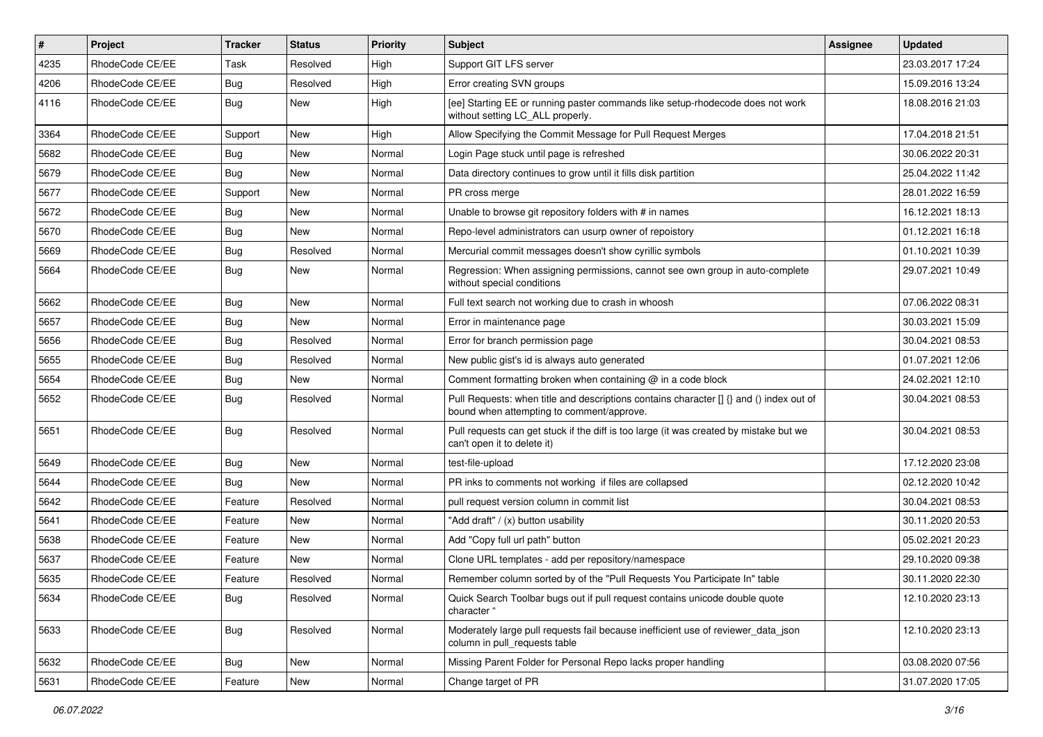| # | Project | Tracker | Status | Priority | Subject | Assignee | Updated |
|---|---|---|---|---|---|---|---|
| 4235 | RhodeCode CE/EE | Task | Resolved | High | Support GIT LFS server | | 23.03.2017 17:24 |
| 4206 | RhodeCode CE/EE | Bug | Resolved | High | Error creating SVN groups | | 15.09.2016 13:24 |
| 4116 | RhodeCode CE/EE | Bug | New | High | [ee] Starting EE or running paster commands like setup-rhodecode does not work without setting LC_ALL properly. | | 18.08.2016 21:03 |
| 3364 | RhodeCode CE/EE | Support | New | High | Allow Specifying the Commit Message for Pull Request Merges | | 17.04.2018 21:51 |
| 5682 | RhodeCode CE/EE | Bug | New | Normal | Login Page stuck until page is refreshed | | 30.06.2022 20:31 |
| 5679 | RhodeCode CE/EE | Bug | New | Normal | Data directory continues to grow until it fills disk partition | | 25.04.2022 11:42 |
| 5677 | RhodeCode CE/EE | Support | New | Normal | PR cross merge | | 28.01.2022 16:59 |
| 5672 | RhodeCode CE/EE | Bug | New | Normal | Unable to browse git repository folders with # in names | | 16.12.2021 18:13 |
| 5670 | RhodeCode CE/EE | Bug | New | Normal | Repo-level administrators can usurp owner of repoistory | | 01.12.2021 16:18 |
| 5669 | RhodeCode CE/EE | Bug | Resolved | Normal | Mercurial commit messages doesn't show cyrillic symbols | | 01.10.2021 10:39 |
| 5664 | RhodeCode CE/EE | Bug | New | Normal | Regression: When assigning permissions, cannot see own group in auto-complete without special conditions | | 29.07.2021 10:49 |
| 5662 | RhodeCode CE/EE | Bug | New | Normal | Full text search not working due to crash in whoosh | | 07.06.2022 08:31 |
| 5657 | RhodeCode CE/EE | Bug | New | Normal | Error in maintenance page | | 30.03.2021 15:09 |
| 5656 | RhodeCode CE/EE | Bug | Resolved | Normal | Error for branch permission page | | 30.04.2021 08:53 |
| 5655 | RhodeCode CE/EE | Bug | Resolved | Normal | New public gist's id is always auto generated | | 01.07.2021 12:06 |
| 5654 | RhodeCode CE/EE | Bug | New | Normal | Comment formatting broken when containing @ in a code block | | 24.02.2021 12:10 |
| 5652 | RhodeCode CE/EE | Bug | Resolved | Normal | Pull Requests: when title and descriptions contains character [] {} and () index out of bound when attempting to comment/approve. | | 30.04.2021 08:53 |
| 5651 | RhodeCode CE/EE | Bug | Resolved | Normal | Pull requests can get stuck if the diff is too large (it was created by mistake but we can't open it to delete it) | | 30.04.2021 08:53 |
| 5649 | RhodeCode CE/EE | Bug | New | Normal | test-file-upload | | 17.12.2020 23:08 |
| 5644 | RhodeCode CE/EE | Bug | New | Normal | PR inks to comments not working if files are collapsed | | 02.12.2020 10:42 |
| 5642 | RhodeCode CE/EE | Feature | Resolved | Normal | pull request version column in commit list | | 30.04.2021 08:53 |
| 5641 | RhodeCode CE/EE | Feature | New | Normal | "Add draft" / (x) button usability | | 30.11.2020 20:53 |
| 5638 | RhodeCode CE/EE | Feature | New | Normal | Add "Copy full url path" button | | 05.02.2021 20:23 |
| 5637 | RhodeCode CE/EE | Feature | New | Normal | Clone URL templates - add per repository/namespace | | 29.10.2020 09:38 |
| 5635 | RhodeCode CE/EE | Feature | Resolved | Normal | Remember column sorted by of the "Pull Requests You Participate In" table | | 30.11.2020 22:30 |
| 5634 | RhodeCode CE/EE | Bug | Resolved | Normal | Quick Search Toolbar bugs out if pull request contains unicode double quote character " | | 12.10.2020 23:13 |
| 5633 | RhodeCode CE/EE | Bug | Resolved | Normal | Moderately large pull requests fail because inefficient use of reviewer_data_json column in pull_requests table | | 12.10.2020 23:13 |
| 5632 | RhodeCode CE/EE | Bug | New | Normal | Missing Parent Folder for Personal Repo lacks proper handling | | 03.08.2020 07:56 |
| 5631 | RhodeCode CE/EE | Feature | New | Normal | Change target of PR | | 31.07.2020 17:05 |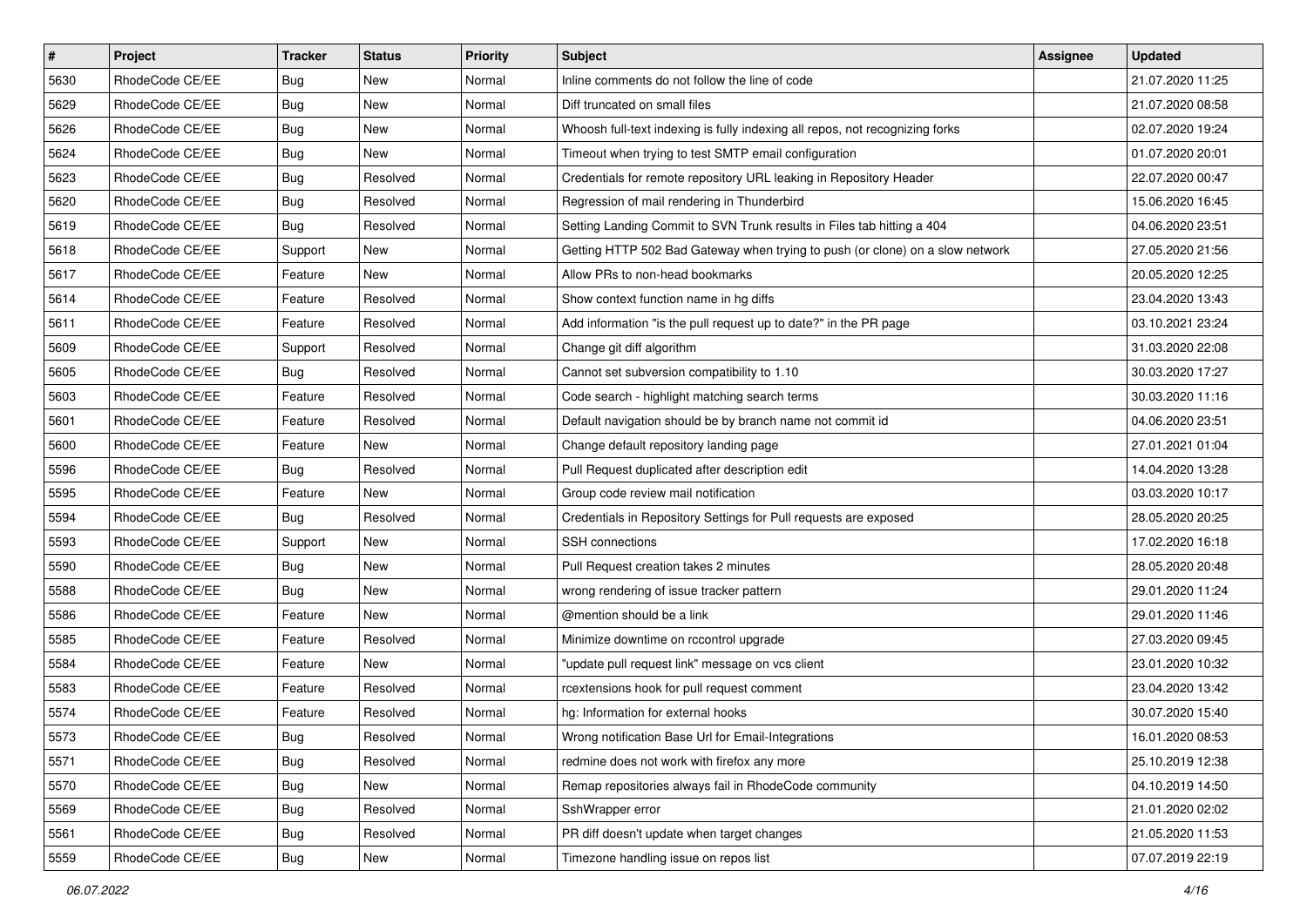| # | Project | Tracker | Status | Priority | Subject | Assignee | Updated |
|---|---|---|---|---|---|---|---|
| 5630 | RhodeCode CE/EE | Bug | New | Normal | Inline comments do not follow the line of code | | 21.07.2020 11:25 |
| 5629 | RhodeCode CE/EE | Bug | New | Normal | Diff truncated on small files | | 21.07.2020 08:58 |
| 5626 | RhodeCode CE/EE | Bug | New | Normal | Whoosh full-text indexing is fully indexing all repos, not recognizing forks | | 02.07.2020 19:24 |
| 5624 | RhodeCode CE/EE | Bug | New | Normal | Timeout when trying to test SMTP email configuration | | 01.07.2020 20:01 |
| 5623 | RhodeCode CE/EE | Bug | Resolved | Normal | Credentials for remote repository URL leaking in Repository Header | | 22.07.2020 00:47 |
| 5620 | RhodeCode CE/EE | Bug | Resolved | Normal | Regression of mail rendering in Thunderbird | | 15.06.2020 16:45 |
| 5619 | RhodeCode CE/EE | Bug | Resolved | Normal | Setting Landing Commit to SVN Trunk results in Files tab hitting a 404 | | 04.06.2020 23:51 |
| 5618 | RhodeCode CE/EE | Support | New | Normal | Getting HTTP 502 Bad Gateway when trying to push (or clone) on a slow network | | 27.05.2020 21:56 |
| 5617 | RhodeCode CE/EE | Feature | New | Normal | Allow PRs to non-head bookmarks | | 20.05.2020 12:25 |
| 5614 | RhodeCode CE/EE | Feature | Resolved | Normal | Show context function name in hg diffs | | 23.04.2020 13:43 |
| 5611 | RhodeCode CE/EE | Feature | Resolved | Normal | Add information "is the pull request up to date?" in the PR page | | 03.10.2021 23:24 |
| 5609 | RhodeCode CE/EE | Support | Resolved | Normal | Change git diff algorithm | | 31.03.2020 22:08 |
| 5605 | RhodeCode CE/EE | Bug | Resolved | Normal | Cannot set subversion compatibility to 1.10 | | 30.03.2020 17:27 |
| 5603 | RhodeCode CE/EE | Feature | Resolved | Normal | Code search - highlight matching search terms | | 30.03.2020 11:16 |
| 5601 | RhodeCode CE/EE | Feature | Resolved | Normal | Default navigation should be by branch name not commit id | | 04.06.2020 23:51 |
| 5600 | RhodeCode CE/EE | Feature | New | Normal | Change default repository landing page | | 27.01.2021 01:04 |
| 5596 | RhodeCode CE/EE | Bug | Resolved | Normal | Pull Request duplicated after description edit | | 14.04.2020 13:28 |
| 5595 | RhodeCode CE/EE | Feature | New | Normal | Group code review mail notification | | 03.03.2020 10:17 |
| 5594 | RhodeCode CE/EE | Bug | Resolved | Normal | Credentials in Repository Settings for Pull requests are exposed | | 28.05.2020 20:25 |
| 5593 | RhodeCode CE/EE | Support | New | Normal | SSH connections | | 17.02.2020 16:18 |
| 5590 | RhodeCode CE/EE | Bug | New | Normal | Pull Request creation takes 2 minutes | | 28.05.2020 20:48 |
| 5588 | RhodeCode CE/EE | Bug | New | Normal | wrong rendering of issue tracker pattern | | 29.01.2020 11:24 |
| 5586 | RhodeCode CE/EE | Feature | New | Normal | @mention should be a link | | 29.01.2020 11:46 |
| 5585 | RhodeCode CE/EE | Feature | Resolved | Normal | Minimize downtime on rccontrol upgrade | | 27.03.2020 09:45 |
| 5584 | RhodeCode CE/EE | Feature | New | Normal | "update pull request link" message on vcs client | | 23.01.2020 10:32 |
| 5583 | RhodeCode CE/EE | Feature | Resolved | Normal | rcextensions hook for pull request comment | | 23.04.2020 13:42 |
| 5574 | RhodeCode CE/EE | Feature | Resolved | Normal | hg: Information for external hooks | | 30.07.2020 15:40 |
| 5573 | RhodeCode CE/EE | Bug | Resolved | Normal | Wrong notification Base Url for Email-Integrations | | 16.01.2020 08:53 |
| 5571 | RhodeCode CE/EE | Bug | Resolved | Normal | redmine does not work with firefox any more | | 25.10.2019 12:38 |
| 5570 | RhodeCode CE/EE | Bug | New | Normal | Remap repositories always fail in RhodeCode community | | 04.10.2019 14:50 |
| 5569 | RhodeCode CE/EE | Bug | Resolved | Normal | SshWrapper error | | 21.01.2020 02:02 |
| 5561 | RhodeCode CE/EE | Bug | Resolved | Normal | PR diff doesn't update when target changes | | 21.05.2020 11:53 |
| 5559 | RhodeCode CE/EE | Bug | New | Normal | Timezone handling issue on repos list | | 07.07.2019 22:19 |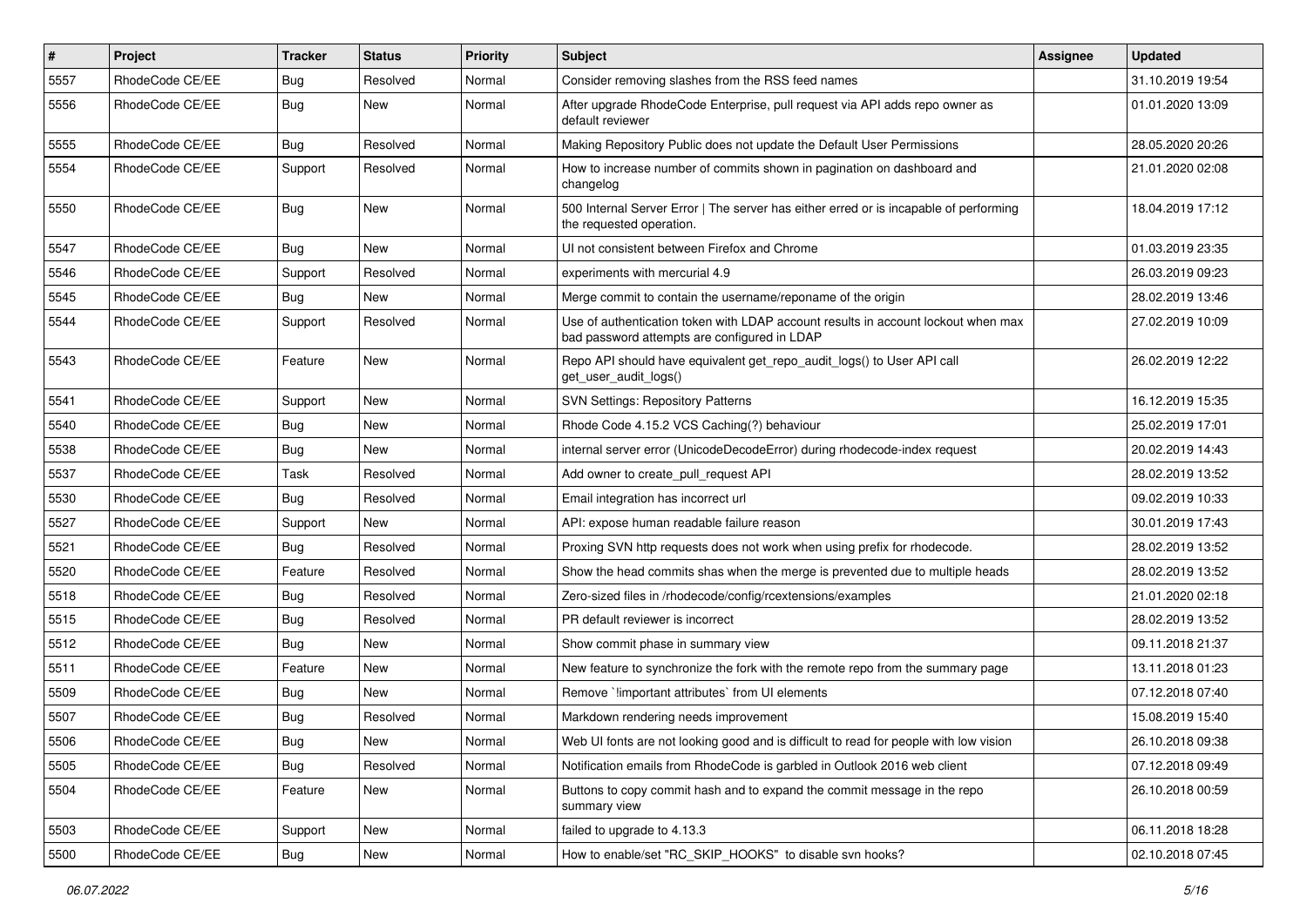| # | Project | Tracker | Status | Priority | Subject | Assignee | Updated |
|---|---|---|---|---|---|---|---|
| 5557 | RhodeCode CE/EE | Bug | Resolved | Normal | Consider removing slashes from the RSS feed names | | 31.10.2019 19:54 |
| 5556 | RhodeCode CE/EE | Bug | New | Normal | After upgrade RhodeCode Enterprise, pull request via API adds repo owner as default reviewer | | 01.01.2020 13:09 |
| 5555 | RhodeCode CE/EE | Bug | Resolved | Normal | Making Repository Public does not update the Default User Permissions | | 28.05.2020 20:26 |
| 5554 | RhodeCode CE/EE | Support | Resolved | Normal | How to increase number of commits shown in pagination on dashboard and changelog | | 21.01.2020 02:08 |
| 5550 | RhodeCode CE/EE | Bug | New | Normal | 500 Internal Server Error \| The server has either erred or is incapable of performing the requested operation. | | 18.04.2019 17:12 |
| 5547 | RhodeCode CE/EE | Bug | New | Normal | UI not consistent between Firefox and Chrome | | 01.03.2019 23:35 |
| 5546 | RhodeCode CE/EE | Support | Resolved | Normal | experiments with mercurial 4.9 | | 26.03.2019 09:23 |
| 5545 | RhodeCode CE/EE | Bug | New | Normal | Merge commit to contain the username/reponame of the origin | | 28.02.2019 13:46 |
| 5544 | RhodeCode CE/EE | Support | Resolved | Normal | Use of authentication token with LDAP account results in account lockout when max bad password attempts are configured in LDAP | | 27.02.2019 10:09 |
| 5543 | RhodeCode CE/EE | Feature | New | Normal | Repo API should have equivalent get_repo_audit_logs() to User API call get_user_audit_logs() | | 26.02.2019 12:22 |
| 5541 | RhodeCode CE/EE | Support | New | Normal | SVN Settings: Repository Patterns | | 16.12.2019 15:35 |
| 5540 | RhodeCode CE/EE | Bug | New | Normal | Rhode Code 4.15.2 VCS Caching(?) behaviour | | 25.02.2019 17:01 |
| 5538 | RhodeCode CE/EE | Bug | New | Normal | internal server error (UnicodeDecodeError) during rhodecode-index request | | 20.02.2019 14:43 |
| 5537 | RhodeCode CE/EE | Task | Resolved | Normal | Add owner to create_pull_request API | | 28.02.2019 13:52 |
| 5530 | RhodeCode CE/EE | Bug | Resolved | Normal | Email integration has incorrect url | | 09.02.2019 10:33 |
| 5527 | RhodeCode CE/EE | Support | New | Normal | API: expose human readable failure reason | | 30.01.2019 17:43 |
| 5521 | RhodeCode CE/EE | Bug | Resolved | Normal | Proxing SVN http requests does not work when using prefix for rhodecode. | | 28.02.2019 13:52 |
| 5520 | RhodeCode CE/EE | Feature | Resolved | Normal | Show the head commits shas when the merge is prevented due to multiple heads | | 28.02.2019 13:52 |
| 5518 | RhodeCode CE/EE | Bug | Resolved | Normal | Zero-sized files in /rhodecode/config/rcextensions/examples | | 21.01.2020 02:18 |
| 5515 | RhodeCode CE/EE | Bug | Resolved | Normal | PR default reviewer is incorrect | | 28.02.2019 13:52 |
| 5512 | RhodeCode CE/EE | Bug | New | Normal | Show commit phase in summary view | | 09.11.2018 21:37 |
| 5511 | RhodeCode CE/EE | Feature | New | Normal | New feature to synchronize the fork with the remote repo from the summary page | | 13.11.2018 01:23 |
| 5509 | RhodeCode CE/EE | Bug | New | Normal | Remove `!important attributes` from UI elements | | 07.12.2018 07:40 |
| 5507 | RhodeCode CE/EE | Bug | Resolved | Normal | Markdown rendering needs improvement | | 15.08.2019 15:40 |
| 5506 | RhodeCode CE/EE | Bug | New | Normal | Web UI fonts are not looking good and is difficult to read for people with low vision | | 26.10.2018 09:38 |
| 5505 | RhodeCode CE/EE | Bug | Resolved | Normal | Notification emails from RhodeCode is garbled in Outlook 2016 web client | | 07.12.2018 09:49 |
| 5504 | RhodeCode CE/EE | Feature | New | Normal | Buttons to copy commit hash and to expand the commit message in the repo summary view | | 26.10.2018 00:59 |
| 5503 | RhodeCode CE/EE | Support | New | Normal | failed to upgrade to 4.13.3 | | 06.11.2018 18:28 |
| 5500 | RhodeCode CE/EE | Bug | New | Normal | How to enable/set "RC_SKIP_HOOKS" to disable svn hooks? | | 02.10.2018 07:45 |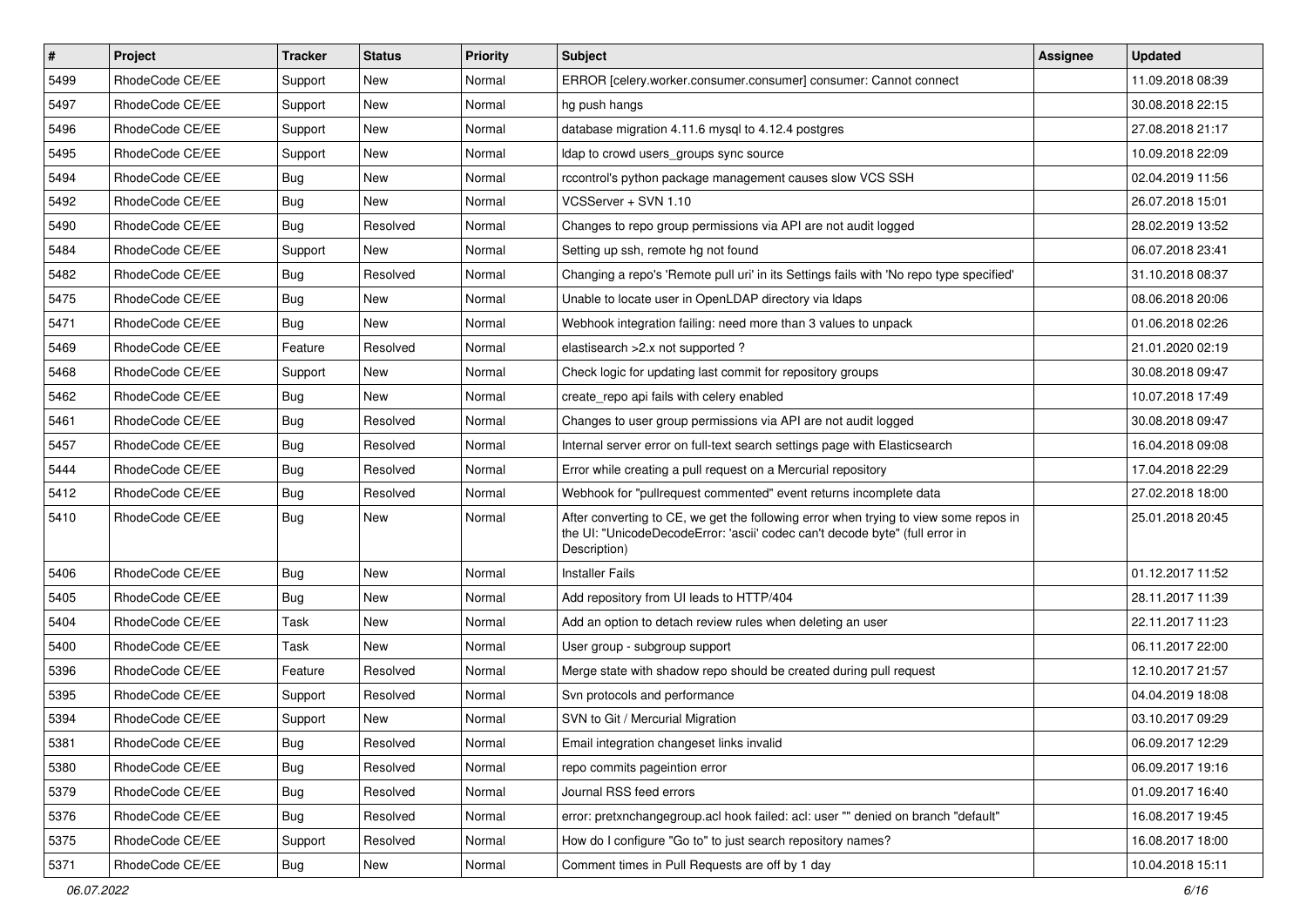| # | Project | Tracker | Status | Priority | Subject | Assignee | Updated |
|---|---|---|---|---|---|---|---|
| 5499 | RhodeCode CE/EE | Support | New | Normal | ERROR [celery.worker.consumer.consumer] consumer: Cannot connect | | 11.09.2018 08:39 |
| 5497 | RhodeCode CE/EE | Support | New | Normal | hg push hangs | | 30.08.2018 22:15 |
| 5496 | RhodeCode CE/EE | Support | New | Normal | database migration 4.11.6 mysql to 4.12.4 postgres | | 27.08.2018 21:17 |
| 5495 | RhodeCode CE/EE | Support | New | Normal | ldap to crowd users_groups sync source | | 10.09.2018 22:09 |
| 5494 | RhodeCode CE/EE | Bug | New | Normal | rccontrol's python package management causes slow VCS SSH | | 02.04.2019 11:56 |
| 5492 | RhodeCode CE/EE | Bug | New | Normal | VCSServer + SVN 1.10 | | 26.07.2018 15:01 |
| 5490 | RhodeCode CE/EE | Bug | Resolved | Normal | Changes to repo group permissions via API are not audit logged | | 28.02.2019 13:52 |
| 5484 | RhodeCode CE/EE | Support | New | Normal | Setting up ssh, remote hg not found | | 06.07.2018 23:41 |
| 5482 | RhodeCode CE/EE | Bug | Resolved | Normal | Changing a repo's 'Remote pull uri' in its Settings fails with 'No repo type specified' | | 31.10.2018 08:37 |
| 5475 | RhodeCode CE/EE | Bug | New | Normal | Unable to locate user in OpenLDAP directory via ldaps | | 08.06.2018 20:06 |
| 5471 | RhodeCode CE/EE | Bug | New | Normal | Webhook integration failing: need more than 3 values to unpack | | 01.06.2018 02:26 |
| 5469 | RhodeCode CE/EE | Feature | Resolved | Normal | elastisearch >2.x not supported ? | | 21.01.2020 02:19 |
| 5468 | RhodeCode CE/EE | Support | New | Normal | Check logic for updating last commit for repository groups | | 30.08.2018 09:47 |
| 5462 | RhodeCode CE/EE | Bug | New | Normal | create_repo api fails with celery enabled | | 10.07.2018 17:49 |
| 5461 | RhodeCode CE/EE | Bug | Resolved | Normal | Changes to user group permissions via API are not audit logged | | 30.08.2018 09:47 |
| 5457 | RhodeCode CE/EE | Bug | Resolved | Normal | Internal server error on full-text search settings page with Elasticsearch | | 16.04.2018 09:08 |
| 5444 | RhodeCode CE/EE | Bug | Resolved | Normal | Error while creating a pull request on a Mercurial repository | | 17.04.2018 22:29 |
| 5412 | RhodeCode CE/EE | Bug | Resolved | Normal | Webhook for "pullrequest commented" event returns incomplete data | | 27.02.2018 18:00 |
| 5410 | RhodeCode CE/EE | Bug | New | Normal | After converting to CE, we get the following error when trying to view some repos in the UI: "UnicodeDecodeError: 'ascii' codec can't decode byte" (full error in Description) | | 25.01.2018 20:45 |
| 5406 | RhodeCode CE/EE | Bug | New | Normal | Installer Fails | | 01.12.2017 11:52 |
| 5405 | RhodeCode CE/EE | Bug | New | Normal | Add repository from UI leads to HTTP/404 | | 28.11.2017 11:39 |
| 5404 | RhodeCode CE/EE | Task | New | Normal | Add an option to detach review rules when deleting an user | | 22.11.2017 11:23 |
| 5400 | RhodeCode CE/EE | Task | New | Normal | User group - subgroup support | | 06.11.2017 22:00 |
| 5396 | RhodeCode CE/EE | Feature | Resolved | Normal | Merge state with shadow repo should be created during pull request | | 12.10.2017 21:57 |
| 5395 | RhodeCode CE/EE | Support | Resolved | Normal | Svn protocols and performance | | 04.04.2019 18:08 |
| 5394 | RhodeCode CE/EE | Support | New | Normal | SVN to Git / Mercurial Migration | | 03.10.2017 09:29 |
| 5381 | RhodeCode CE/EE | Bug | Resolved | Normal | Email integration changeset links invalid | | 06.09.2017 12:29 |
| 5380 | RhodeCode CE/EE | Bug | Resolved | Normal | repo commits pageintion error | | 06.09.2017 19:16 |
| 5379 | RhodeCode CE/EE | Bug | Resolved | Normal | Journal RSS feed errors | | 01.09.2017 16:40 |
| 5376 | RhodeCode CE/EE | Bug | Resolved | Normal | error: pretxnchangegroup.acl hook failed: acl: user "" denied on branch "default" | | 16.08.2017 19:45 |
| 5375 | RhodeCode CE/EE | Support | Resolved | Normal | How do I configure "Go to" to just search repository names? | | 16.08.2017 18:00 |
| 5371 | RhodeCode CE/EE | Bug | New | Normal | Comment times in Pull Requests are off by 1 day | | 10.04.2018 15:11 |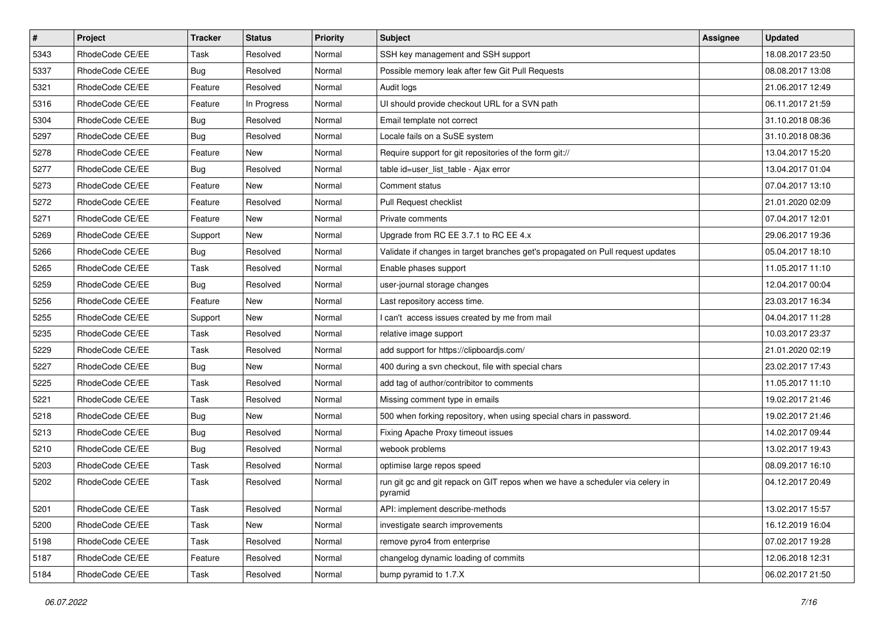| # | Project | Tracker | Status | Priority | Subject | Assignee | Updated |
| --- | --- | --- | --- | --- | --- | --- | --- |
| 5343 | RhodeCode CE/EE | Task | Resolved | Normal | SSH key management and SSH support | | 18.08.2017 23:50 |
| 5337 | RhodeCode CE/EE | Bug | Resolved | Normal | Possible memory leak after few Git Pull Requests | | 08.08.2017 13:08 |
| 5321 | RhodeCode CE/EE | Feature | Resolved | Normal | Audit logs | | 21.06.2017 12:49 |
| 5316 | RhodeCode CE/EE | Feature | In Progress | Normal | UI should provide checkout URL for a SVN path | | 06.11.2017 21:59 |
| 5304 | RhodeCode CE/EE | Bug | Resolved | Normal | Email template not correct | | 31.10.2018 08:36 |
| 5297 | RhodeCode CE/EE | Bug | Resolved | Normal | Locale fails on a SuSE system | | 31.10.2018 08:36 |
| 5278 | RhodeCode CE/EE | Feature | New | Normal | Require support for git repositories of the form git:// | | 13.04.2017 15:20 |
| 5277 | RhodeCode CE/EE | Bug | Resolved | Normal | table id=user_list_table - Ajax error | | 13.04.2017 01:04 |
| 5273 | RhodeCode CE/EE | Feature | New | Normal | Comment status | | 07.04.2017 13:10 |
| 5272 | RhodeCode CE/EE | Feature | Resolved | Normal | Pull Request checklist | | 21.01.2020 02:09 |
| 5271 | RhodeCode CE/EE | Feature | New | Normal | Private comments | | 07.04.2017 12:01 |
| 5269 | RhodeCode CE/EE | Support | New | Normal | Upgrade from RC EE 3.7.1 to RC EE 4.x | | 29.06.2017 19:36 |
| 5266 | RhodeCode CE/EE | Bug | Resolved | Normal | Validate if changes in target branches get's propagated on Pull request updates | | 05.04.2017 18:10 |
| 5265 | RhodeCode CE/EE | Task | Resolved | Normal | Enable phases support | | 11.05.2017 11:10 |
| 5259 | RhodeCode CE/EE | Bug | Resolved | Normal | user-journal storage changes | | 12.04.2017 00:04 |
| 5256 | RhodeCode CE/EE | Feature | New | Normal | Last repository access time. | | 23.03.2017 16:34 |
| 5255 | RhodeCode CE/EE | Support | New | Normal | I can't access issues created by me from mail | | 04.04.2017 11:28 |
| 5235 | RhodeCode CE/EE | Task | Resolved | Normal | relative image support | | 10.03.2017 23:37 |
| 5229 | RhodeCode CE/EE | Task | Resolved | Normal | add support for https://clipboardjs.com/ | | 21.01.2020 02:19 |
| 5227 | RhodeCode CE/EE | Bug | New | Normal | 400 during a svn checkout, file with special chars | | 23.02.2017 17:43 |
| 5225 | RhodeCode CE/EE | Task | Resolved | Normal | add tag of author/contribitor to comments | | 11.05.2017 11:10 |
| 5221 | RhodeCode CE/EE | Task | Resolved | Normal | Missing comment type in emails | | 19.02.2017 21:46 |
| 5218 | RhodeCode CE/EE | Bug | New | Normal | 500 when forking repository, when using special chars in password. | | 19.02.2017 21:46 |
| 5213 | RhodeCode CE/EE | Bug | Resolved | Normal | Fixing Apache Proxy timeout issues | | 14.02.2017 09:44 |
| 5210 | RhodeCode CE/EE | Bug | Resolved | Normal | webook problems | | 13.02.2017 19:43 |
| 5203 | RhodeCode CE/EE | Task | Resolved | Normal | optimise large repos speed | | 08.09.2017 16:10 |
| 5202 | RhodeCode CE/EE | Task | Resolved | Normal | run git gc and git repack on GIT repos when we have a scheduler via celery in pyramid | | 04.12.2017 20:49 |
| 5201 | RhodeCode CE/EE | Task | Resolved | Normal | API: implement describe-methods | | 13.02.2017 15:57 |
| 5200 | RhodeCode CE/EE | Task | New | Normal | investigate search improvements | | 16.12.2019 16:04 |
| 5198 | RhodeCode CE/EE | Task | Resolved | Normal | remove pyro4 from enterprise | | 07.02.2017 19:28 |
| 5187 | RhodeCode CE/EE | Feature | Resolved | Normal | changelog dynamic loading of commits | | 12.06.2018 12:31 |
| 5184 | RhodeCode CE/EE | Task | Resolved | Normal | bump pyramid to 1.7.X | | 06.02.2017 21:50 |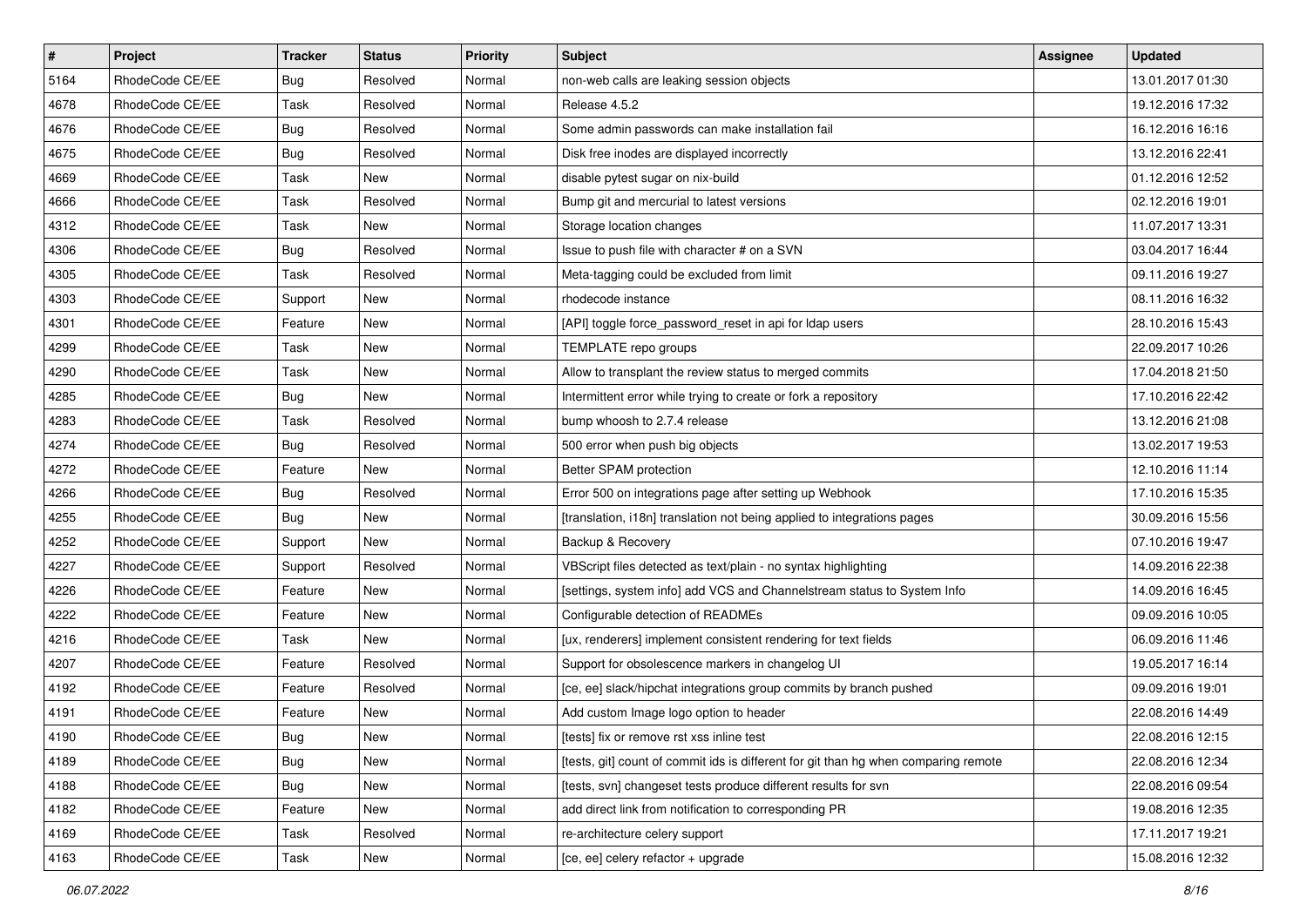| # | Project | Tracker | Status | Priority | Subject | Assignee | Updated |
|---|---|---|---|---|---|---|---|
| 5164 | RhodeCode CE/EE | Bug | Resolved | Normal | non-web calls are leaking session objects | | 13.01.2017 01:30 |
| 4678 | RhodeCode CE/EE | Task | Resolved | Normal | Release 4.5.2 | | 19.12.2016 17:32 |
| 4676 | RhodeCode CE/EE | Bug | Resolved | Normal | Some admin passwords can make installation fail | | 16.12.2016 16:16 |
| 4675 | RhodeCode CE/EE | Bug | Resolved | Normal | Disk free inodes are displayed incorrectly | | 13.12.2016 22:41 |
| 4669 | RhodeCode CE/EE | Task | New | Normal | disable pytest sugar on nix-build | | 01.12.2016 12:52 |
| 4666 | RhodeCode CE/EE | Task | Resolved | Normal | Bump git and mercurial to latest versions | | 02.12.2016 19:01 |
| 4312 | RhodeCode CE/EE | Task | New | Normal | Storage location changes | | 11.07.2017 13:31 |
| 4306 | RhodeCode CE/EE | Bug | Resolved | Normal | Issue to push file with character # on a SVN | | 03.04.2017 16:44 |
| 4305 | RhodeCode CE/EE | Task | Resolved | Normal | Meta-tagging could be excluded from limit | | 09.11.2016 19:27 |
| 4303 | RhodeCode CE/EE | Support | New | Normal | rhodecode instance | | 08.11.2016 16:32 |
| 4301 | RhodeCode CE/EE | Feature | New | Normal | [API] toggle force_password_reset in api for ldap users | | 28.10.2016 15:43 |
| 4299 | RhodeCode CE/EE | Task | New | Normal | TEMPLATE repo groups | | 22.09.2017 10:26 |
| 4290 | RhodeCode CE/EE | Task | New | Normal | Allow to transplant the review status to merged commits | | 17.04.2018 21:50 |
| 4285 | RhodeCode CE/EE | Bug | New | Normal | Intermittent error while trying to create or fork a repository | | 17.10.2016 22:42 |
| 4283 | RhodeCode CE/EE | Task | Resolved | Normal | bump whoosh to 2.7.4 release | | 13.12.2016 21:08 |
| 4274 | RhodeCode CE/EE | Bug | Resolved | Normal | 500 error when push big objects | | 13.02.2017 19:53 |
| 4272 | RhodeCode CE/EE | Feature | New | Normal | Better SPAM protection | | 12.10.2016 11:14 |
| 4266 | RhodeCode CE/EE | Bug | Resolved | Normal | Error 500 on integrations page after setting up Webhook | | 17.10.2016 15:35 |
| 4255 | RhodeCode CE/EE | Bug | New | Normal | [translation, i18n] translation not being applied to integrations pages | | 30.09.2016 15:56 |
| 4252 | RhodeCode CE/EE | Support | New | Normal | Backup & Recovery | | 07.10.2016 19:47 |
| 4227 | RhodeCode CE/EE | Support | Resolved | Normal | VBScript files detected as text/plain - no syntax highlighting | | 14.09.2016 22:38 |
| 4226 | RhodeCode CE/EE | Feature | New | Normal | [settings, system info] add VCS and Channelstream status to System Info | | 14.09.2016 16:45 |
| 4222 | RhodeCode CE/EE | Feature | New | Normal | Configurable detection of READMEs | | 09.09.2016 10:05 |
| 4216 | RhodeCode CE/EE | Task | New | Normal | [ux, renderers] implement consistent rendering for text fields | | 06.09.2016 11:46 |
| 4207 | RhodeCode CE/EE | Feature | Resolved | Normal | Support for obsolescence markers in changelog UI | | 19.05.2017 16:14 |
| 4192 | RhodeCode CE/EE | Feature | Resolved | Normal | [ce, ee] slack/hipchat integrations group commits by branch pushed | | 09.09.2016 19:01 |
| 4191 | RhodeCode CE/EE | Feature | New | Normal | Add custom Image logo option to header | | 22.08.2016 14:49 |
| 4190 | RhodeCode CE/EE | Bug | New | Normal | [tests] fix or remove rst xss inline test | | 22.08.2016 12:15 |
| 4189 | RhodeCode CE/EE | Bug | New | Normal | [tests, git] count of commit ids is different for git than hg when comparing remote | | 22.08.2016 12:34 |
| 4188 | RhodeCode CE/EE | Bug | New | Normal | [tests, svn] changeset tests produce different results for svn | | 22.08.2016 09:54 |
| 4182 | RhodeCode CE/EE | Feature | New | Normal | add direct link from notification to corresponding PR | | 19.08.2016 12:35 |
| 4169 | RhodeCode CE/EE | Task | Resolved | Normal | re-architecture celery support | | 17.11.2017 19:21 |
| 4163 | RhodeCode CE/EE | Task | New | Normal | [ce, ee] celery refactor + upgrade | | 15.08.2016 12:32 |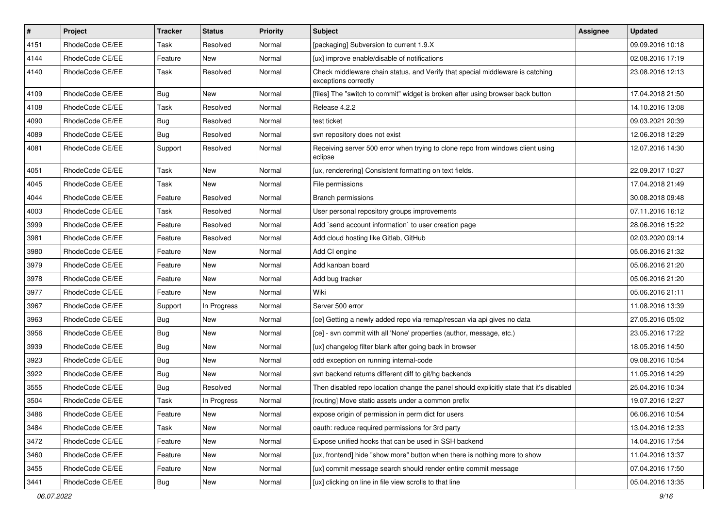| # | Project | Tracker | Status | Priority | Subject | Assignee | Updated |
|---|---|---|---|---|---|---|---|
| 4151 | RhodeCode CE/EE | Task | Resolved | Normal | [packaging] Subversion to current 1.9.X | | 09.09.2016 10:18 |
| 4144 | RhodeCode CE/EE | Feature | New | Normal | [ux] improve enable/disable of notifications | | 02.08.2016 17:19 |
| 4140 | RhodeCode CE/EE | Task | Resolved | Normal | Check middleware chain status, and Verify that special middleware is catching exceptions correctly | | 23.08.2016 12:13 |
| 4109 | RhodeCode CE/EE | Bug | New | Normal | [files] The "switch to commit" widget is broken after using browser back button | | 17.04.2018 21:50 |
| 4108 | RhodeCode CE/EE | Task | Resolved | Normal | Release 4.2.2 | | 14.10.2016 13:08 |
| 4090 | RhodeCode CE/EE | Bug | Resolved | Normal | test ticket | | 09.03.2021 20:39 |
| 4089 | RhodeCode CE/EE | Bug | Resolved | Normal | svn repository does not exist | | 12.06.2018 12:29 |
| 4081 | RhodeCode CE/EE | Support | Resolved | Normal | Receiving server 500 error when trying to clone repo from windows client using eclipse | | 12.07.2016 14:30 |
| 4051 | RhodeCode CE/EE | Task | New | Normal | [ux, renderering] Consistent formatting on text fields. | | 22.09.2017 10:27 |
| 4045 | RhodeCode CE/EE | Task | New | Normal | File permissions | | 17.04.2018 21:49 |
| 4044 | RhodeCode CE/EE | Feature | Resolved | Normal | Branch permissions | | 30.08.2018 09:48 |
| 4003 | RhodeCode CE/EE | Task | Resolved | Normal | User personal repository groups improvements | | 07.11.2016 16:12 |
| 3999 | RhodeCode CE/EE | Feature | Resolved | Normal | Add `send account information` to user creation page | | 28.06.2016 15:22 |
| 3981 | RhodeCode CE/EE | Feature | Resolved | Normal | Add cloud hosting like Gitlab, GitHub | | 02.03.2020 09:14 |
| 3980 | RhodeCode CE/EE | Feature | New | Normal | Add CI engine | | 05.06.2016 21:32 |
| 3979 | RhodeCode CE/EE | Feature | New | Normal | Add kanban board | | 05.06.2016 21:20 |
| 3978 | RhodeCode CE/EE | Feature | New | Normal | Add bug tracker | | 05.06.2016 21:20 |
| 3977 | RhodeCode CE/EE | Feature | New | Normal | Wiki | | 05.06.2016 21:11 |
| 3967 | RhodeCode CE/EE | Support | In Progress | Normal | Server 500 error | | 11.08.2016 13:39 |
| 3963 | RhodeCode CE/EE | Bug | New | Normal | [ce] Getting a newly added repo via remap/rescan via api gives no data | | 27.05.2016 05:02 |
| 3956 | RhodeCode CE/EE | Bug | New | Normal | [ce] - svn commit with all 'None' properties (author, message, etc.) | | 23.05.2016 17:22 |
| 3939 | RhodeCode CE/EE | Bug | New | Normal | [ux] changelog filter blank after going back in browser | | 18.05.2016 14:50 |
| 3923 | RhodeCode CE/EE | Bug | New | Normal | odd exception on running internal-code | | 09.08.2016 10:54 |
| 3922 | RhodeCode CE/EE | Bug | New | Normal | svn backend returns different diff to git/hg backends | | 11.05.2016 14:29 |
| 3555 | RhodeCode CE/EE | Bug | Resolved | Normal | Then disabled repo location change the panel should explicitly state that it's disabled | | 25.04.2016 10:34 |
| 3504 | RhodeCode CE/EE | Task | In Progress | Normal | [routing] Move static assets under a common prefix | | 19.07.2016 12:27 |
| 3486 | RhodeCode CE/EE | Feature | New | Normal | expose origin of permission in perm dict for users | | 06.06.2016 10:54 |
| 3484 | RhodeCode CE/EE | Task | New | Normal | oauth: reduce required permissions for 3rd party | | 13.04.2016 12:33 |
| 3472 | RhodeCode CE/EE | Feature | New | Normal | Expose unified hooks that can be used in SSH backend | | 14.04.2016 17:54 |
| 3460 | RhodeCode CE/EE | Feature | New | Normal | [ux, frontend] hide "show more" button when there is nothing more to show | | 11.04.2016 13:37 |
| 3455 | RhodeCode CE/EE | Feature | New | Normal | [ux] commit message search should render entire commit message | | 07.04.2016 17:50 |
| 3441 | RhodeCode CE/EE | Bug | New | Normal | [ux] clicking on line in file view scrolls to that line | | 05.04.2016 13:35 |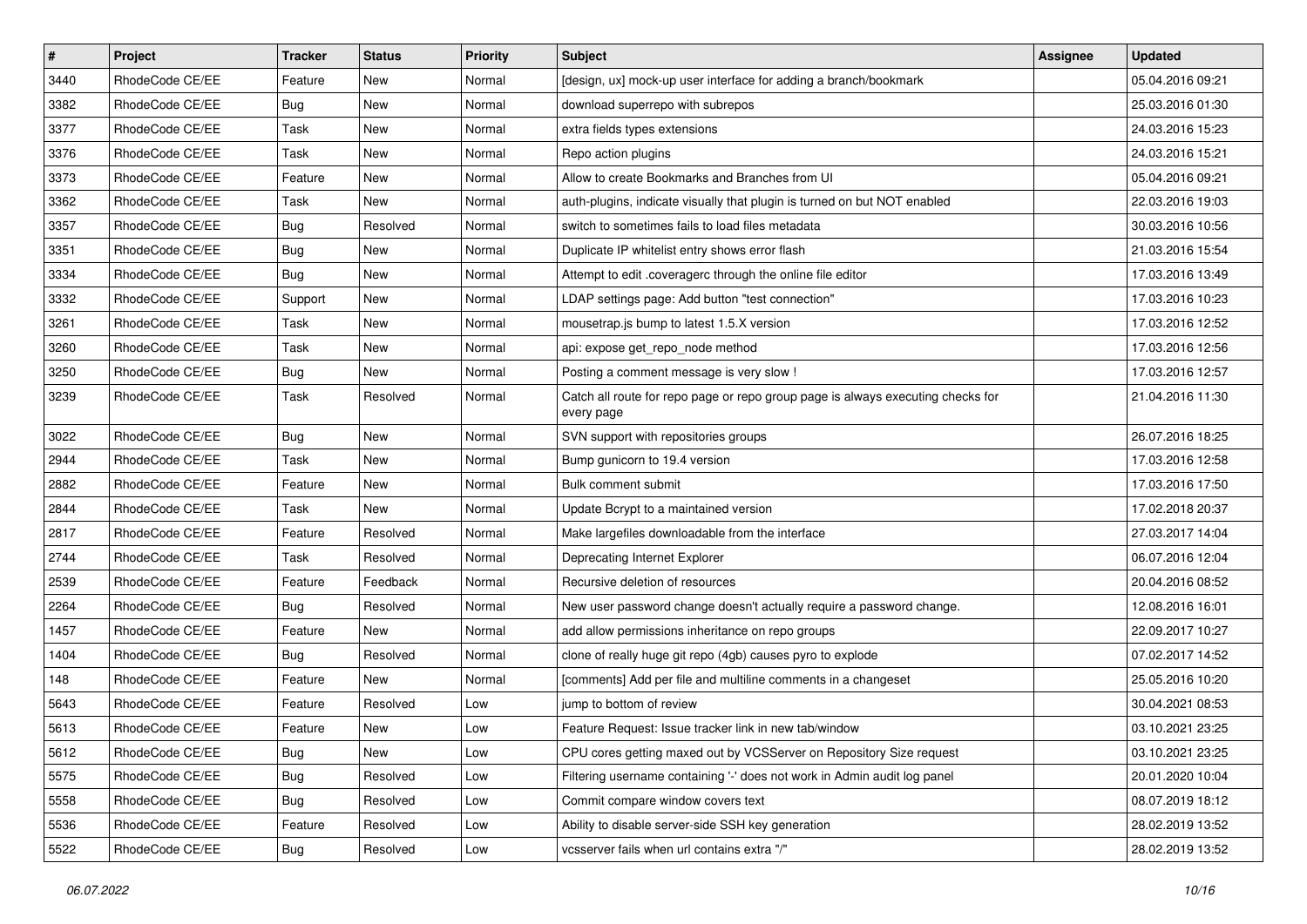| # | Project | Tracker | Status | Priority | Subject | Assignee | Updated |
|---|---|---|---|---|---|---|---|
| 3440 | RhodeCode CE/EE | Feature | New | Normal | [design, ux] mock-up user interface for adding a branch/bookmark | | 05.04.2016 09:21 |
| 3382 | RhodeCode CE/EE | Bug | New | Normal | download superrepo with subrepos | | 25.03.2016 01:30 |
| 3377 | RhodeCode CE/EE | Task | New | Normal | extra fields types extensions | | 24.03.2016 15:23 |
| 3376 | RhodeCode CE/EE | Task | New | Normal | Repo action plugins | | 24.03.2016 15:21 |
| 3373 | RhodeCode CE/EE | Feature | New | Normal | Allow to create Bookmarks and Branches from UI | | 05.04.2016 09:21 |
| 3362 | RhodeCode CE/EE | Task | New | Normal | auth-plugins, indicate visually that plugin is turned on but NOT enabled | | 22.03.2016 19:03 |
| 3357 | RhodeCode CE/EE | Bug | Resolved | Normal | switch to sometimes fails to load files metadata | | 30.03.2016 10:56 |
| 3351 | RhodeCode CE/EE | Bug | New | Normal | Duplicate IP whitelist entry shows error flash | | 21.03.2016 15:54 |
| 3334 | RhodeCode CE/EE | Bug | New | Normal | Attempt to edit .coveragerc through the online file editor | | 17.03.2016 13:49 |
| 3332 | RhodeCode CE/EE | Support | New | Normal | LDAP settings page: Add button "test connection" | | 17.03.2016 10:23 |
| 3261 | RhodeCode CE/EE | Task | New | Normal | mousetrap.js bump to latest 1.5.X version | | 17.03.2016 12:52 |
| 3260 | RhodeCode CE/EE | Task | New | Normal | api: expose get_repo_node method | | 17.03.2016 12:56 |
| 3250 | RhodeCode CE/EE | Bug | New | Normal | Posting a comment message is very slow ! | | 17.03.2016 12:57 |
| 3239 | RhodeCode CE/EE | Task | Resolved | Normal | Catch all route for repo page or repo group page is always executing checks for every page | | 21.04.2016 11:30 |
| 3022 | RhodeCode CE/EE | Bug | New | Normal | SVN support with repositories groups | | 26.07.2016 18:25 |
| 2944 | RhodeCode CE/EE | Task | New | Normal | Bump gunicorn to 19.4 version | | 17.03.2016 12:58 |
| 2882 | RhodeCode CE/EE | Feature | New | Normal | Bulk comment submit | | 17.03.2016 17:50 |
| 2844 | RhodeCode CE/EE | Task | New | Normal | Update Bcrypt to a maintained version | | 17.02.2018 20:37 |
| 2817 | RhodeCode CE/EE | Feature | Resolved | Normal | Make largefiles downloadable from the interface | | 27.03.2017 14:04 |
| 2744 | RhodeCode CE/EE | Task | Resolved | Normal | Deprecating Internet Explorer | | 06.07.2016 12:04 |
| 2539 | RhodeCode CE/EE | Feature | Feedback | Normal | Recursive deletion of resources | | 20.04.2016 08:52 |
| 2264 | RhodeCode CE/EE | Bug | Resolved | Normal | New user password change doesn't actually require a password change. | | 12.08.2016 16:01 |
| 1457 | RhodeCode CE/EE | Feature | New | Normal | add allow permissions inheritance on repo groups | | 22.09.2017 10:27 |
| 1404 | RhodeCode CE/EE | Bug | Resolved | Normal | clone of really huge git repo (4gb) causes pyro to explode | | 07.02.2017 14:52 |
| 148 | RhodeCode CE/EE | Feature | New | Normal | [comments] Add per file and multiline comments in a changeset | | 25.05.2016 10:20 |
| 5643 | RhodeCode CE/EE | Feature | Resolved | Low | jump to bottom of review | | 30.04.2021 08:53 |
| 5613 | RhodeCode CE/EE | Feature | New | Low | Feature Request: Issue tracker link in new tab/window | | 03.10.2021 23:25 |
| 5612 | RhodeCode CE/EE | Bug | New | Low | CPU cores getting maxed out by VCSServer on Repository Size request | | 03.10.2021 23:25 |
| 5575 | RhodeCode CE/EE | Bug | Resolved | Low | Filtering username containing '-' does not work in Admin audit log panel | | 20.01.2020 10:04 |
| 5558 | RhodeCode CE/EE | Bug | Resolved | Low | Commit compare window covers text | | 08.07.2019 18:12 |
| 5536 | RhodeCode CE/EE | Feature | Resolved | Low | Ability to disable server-side SSH key generation | | 28.02.2019 13:52 |
| 5522 | RhodeCode CE/EE | Bug | Resolved | Low | vcsserver fails when url contains extra "/" | | 28.02.2019 13:52 |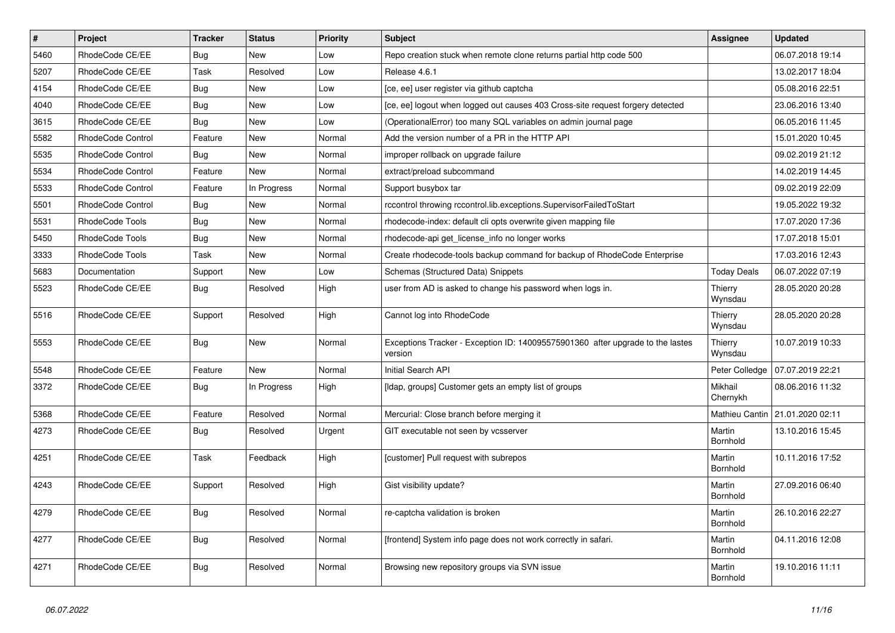| # | Project | Tracker | Status | Priority | Subject | Assignee | Updated |
|---|---|---|---|---|---|---|---|
| 5460 | RhodeCode CE/EE | Bug | New | Low | Repo creation stuck when remote clone returns partial http code 500 | | 06.07.2018 19:14 |
| 5207 | RhodeCode CE/EE | Task | Resolved | Low | Release 4.6.1 | | 13.02.2017 18:04 |
| 4154 | RhodeCode CE/EE | Bug | New | Low | [ce, ee] user register via github captcha | | 05.08.2016 22:51 |
| 4040 | RhodeCode CE/EE | Bug | New | Low | [ce, ee] logout when logged out causes 403 Cross-site request forgery detected | | 23.06.2016 13:40 |
| 3615 | RhodeCode CE/EE | Bug | New | Low | (OperationalError) too many SQL variables on admin journal page | | 06.05.2016 11:45 |
| 5582 | RhodeCode Control | Feature | New | Normal | Add the version number of a PR in the HTTP API | | 15.01.2020 10:45 |
| 5535 | RhodeCode Control | Bug | New | Normal | improper rollback on upgrade failure | | 09.02.2019 21:12 |
| 5534 | RhodeCode Control | Feature | New | Normal | extract/preload subcommand | | 14.02.2019 14:45 |
| 5533 | RhodeCode Control | Feature | In Progress | Normal | Support busybox tar | | 09.02.2019 22:09 |
| 5501 | RhodeCode Control | Bug | New | Normal | rccontrol throwing rccontrol.lib.exceptions.SupervisorFailedToStart | | 19.05.2022 19:32 |
| 5531 | RhodeCode Tools | Bug | New | Normal | rhodecode-index: default cli opts overwrite given mapping file | | 17.07.2020 17:36 |
| 5450 | RhodeCode Tools | Bug | New | Normal | rhodecode-api get_license_info no longer works | | 17.07.2018 15:01 |
| 3333 | RhodeCode Tools | Task | New | Normal | Create rhodecode-tools backup command for backup of RhodeCode Enterprise | | 17.03.2016 12:43 |
| 5683 | Documentation | Support | New | Low | Schemas (Structured Data) Snippets | Today Deals | 06.07.2022 07:19 |
| 5523 | RhodeCode CE/EE | Bug | Resolved | High | user from AD is asked to change his password when logs in. | Thierry Wynsdau | 28.05.2020 20:28 |
| 5516 | RhodeCode CE/EE | Support | Resolved | High | Cannot log into RhodeCode | Thierry Wynsdau | 28.05.2020 20:28 |
| 5553 | RhodeCode CE/EE | Bug | New | Normal | Exceptions Tracker - Exception ID: 140095575901360 after upgrade to the lastes version | Thierry Wynsdau | 10.07.2019 10:33 |
| 5548 | RhodeCode CE/EE | Feature | New | Normal | Initial Search API | Peter Colledge | 07.07.2019 22:21 |
| 3372 | RhodeCode CE/EE | Bug | In Progress | High | [ldap, groups] Customer gets an empty list of groups | Mikhail Chernykh | 08.06.2016 11:32 |
| 5368 | RhodeCode CE/EE | Feature | Resolved | Normal | Mercurial: Close branch before merging it | Mathieu Cantin | 21.01.2020 02:11 |
| 4273 | RhodeCode CE/EE | Bug | Resolved | Urgent | GIT executable not seen by vcsserver | Martin Bornhold | 13.10.2016 15:45 |
| 4251 | RhodeCode CE/EE | Task | Feedback | High | [customer] Pull request with subrepos | Martin Bornhold | 10.11.2016 17:52 |
| 4243 | RhodeCode CE/EE | Support | Resolved | High | Gist visibility update? | Martin Bornhold | 27.09.2016 06:40 |
| 4279 | RhodeCode CE/EE | Bug | Resolved | Normal | re-captcha validation is broken | Martin Bornhold | 26.10.2016 22:27 |
| 4277 | RhodeCode CE/EE | Bug | Resolved | Normal | [frontend] System info page does not work correctly in safari. | Martin Bornhold | 04.11.2016 12:08 |
| 4271 | RhodeCode CE/EE | Bug | Resolved | Normal | Browsing new repository groups via SVN issue | Martin Bornhold | 19.10.2016 11:11 |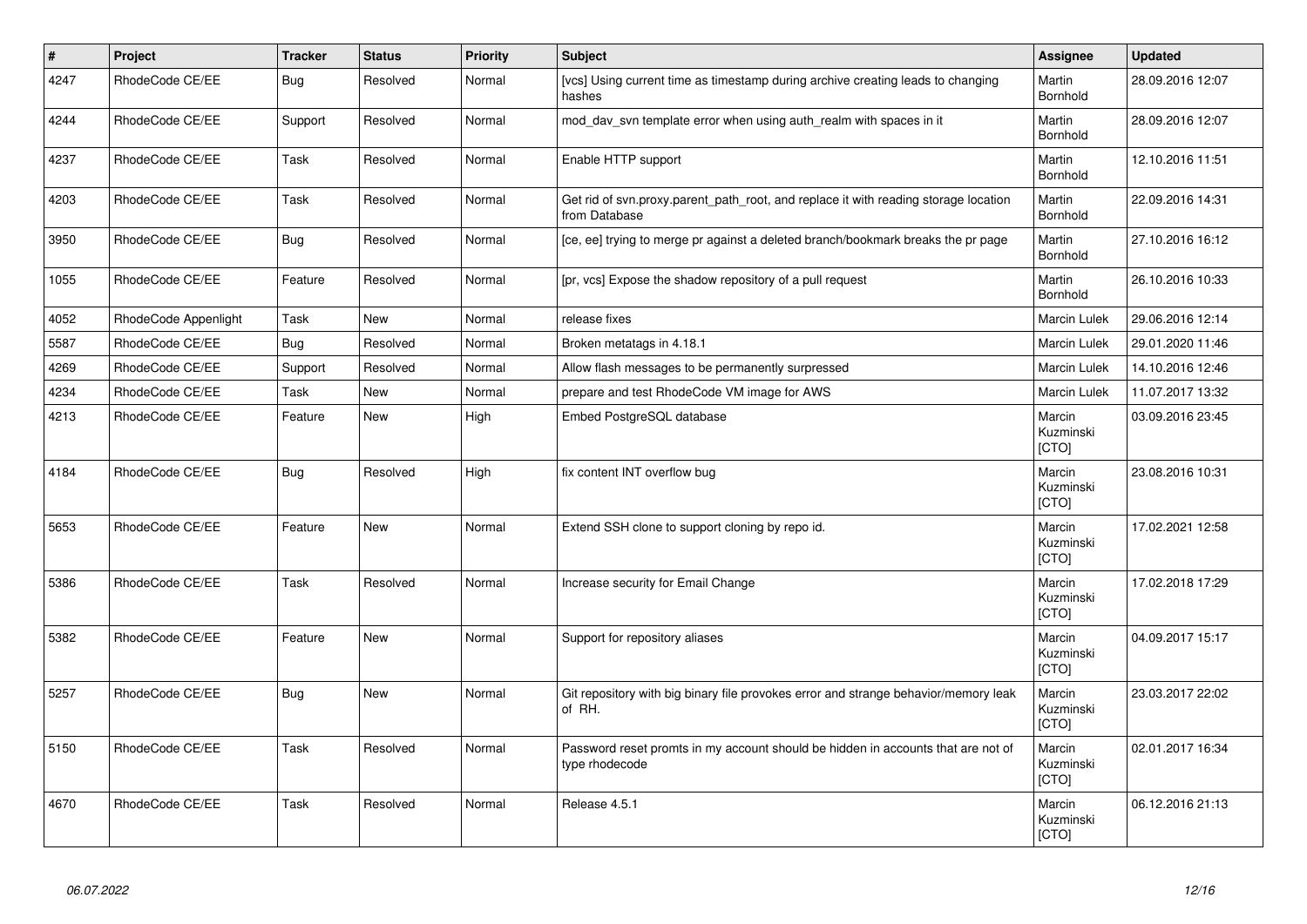| # | Project | Tracker | Status | Priority | Subject | Assignee | Updated |
|---|---|---|---|---|---|---|---|
| 4247 | RhodeCode CE/EE | Bug | Resolved | Normal | [vcs] Using current time as timestamp during archive creating leads to changing hashes | Martin Bornhold | 28.09.2016 12:07 |
| 4244 | RhodeCode CE/EE | Support | Resolved | Normal | mod_dav_svn template error when using auth_realm with spaces in it | Martin Bornhold | 28.09.2016 12:07 |
| 4237 | RhodeCode CE/EE | Task | Resolved | Normal | Enable HTTP support | Martin Bornhold | 12.10.2016 11:51 |
| 4203 | RhodeCode CE/EE | Task | Resolved | Normal | Get rid of svn.proxy.parent_path_root, and replace it with reading storage location from Database | Martin Bornhold | 22.09.2016 14:31 |
| 3950 | RhodeCode CE/EE | Bug | Resolved | Normal | [ce, ee] trying to merge pr against a deleted branch/bookmark breaks the pr page | Martin Bornhold | 27.10.2016 16:12 |
| 1055 | RhodeCode CE/EE | Feature | Resolved | Normal | [pr, vcs] Expose the shadow repository of a pull request | Martin Bornhold | 26.10.2016 10:33 |
| 4052 | RhodeCode Appenlight | Task | New | Normal | release fixes | Marcin Lulek | 29.06.2016 12:14 |
| 5587 | RhodeCode CE/EE | Bug | Resolved | Normal | Broken metatags in 4.18.1 | Marcin Lulek | 29.01.2020 11:46 |
| 4269 | RhodeCode CE/EE | Support | Resolved | Normal | Allow flash messages to be permanently surpressed | Marcin Lulek | 14.10.2016 12:46 |
| 4234 | RhodeCode CE/EE | Task | New | Normal | prepare and test RhodeCode VM image for AWS | Marcin Lulek | 11.07.2017 13:32 |
| 4213 | RhodeCode CE/EE | Feature | New | High | Embed PostgreSQL database | Marcin Kuzminski [CTO] | 03.09.2016 23:45 |
| 4184 | RhodeCode CE/EE | Bug | Resolved | High | fix content INT overflow bug | Marcin Kuzminski [CTO] | 23.08.2016 10:31 |
| 5653 | RhodeCode CE/EE | Feature | New | Normal | Extend SSH clone to support cloning by repo id. | Marcin Kuzminski [CTO] | 17.02.2021 12:58 |
| 5386 | RhodeCode CE/EE | Task | Resolved | Normal | Increase security for Email Change | Marcin Kuzminski [CTO] | 17.02.2018 17:29 |
| 5382 | RhodeCode CE/EE | Feature | New | Normal | Support for repository aliases | Marcin Kuzminski [CTO] | 04.09.2017 15:17 |
| 5257 | RhodeCode CE/EE | Bug | New | Normal | Git repository with big binary file provokes error and strange behavior/memory leak of RH. | Marcin Kuzminski [CTO] | 23.03.2017 22:02 |
| 5150 | RhodeCode CE/EE | Task | Resolved | Normal | Password reset promts in my account should be hidden in accounts that are not of type rhodecode | Marcin Kuzminski [CTO] | 02.01.2017 16:34 |
| 4670 | RhodeCode CE/EE | Task | Resolved | Normal | Release 4.5.1 | Marcin Kuzminski [CTO] | 06.12.2016 21:13 |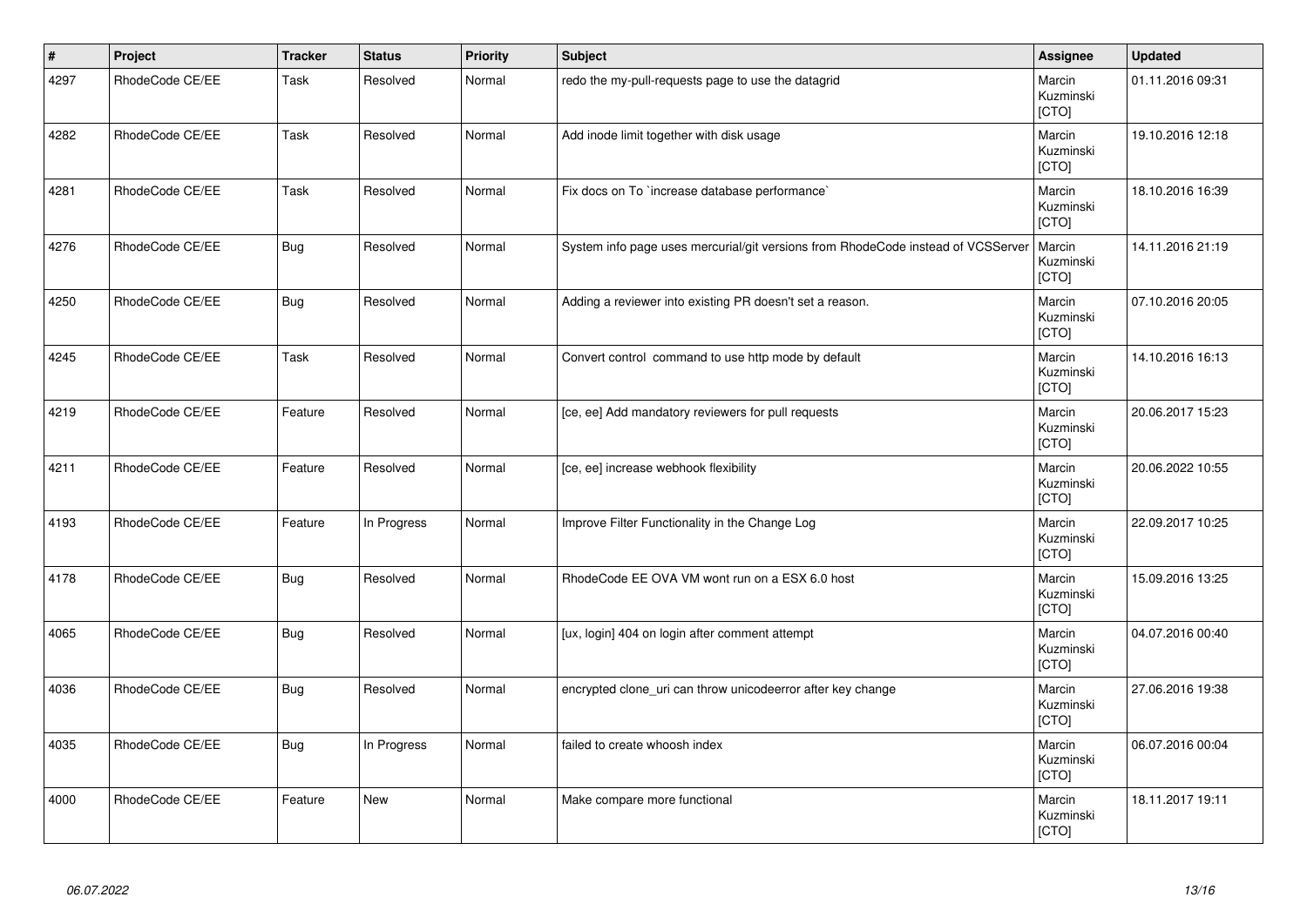| # | Project | Tracker | Status | Priority | Subject | Assignee | Updated |
|---|---|---|---|---|---|---|---|
| 4297 | RhodeCode CE/EE | Task | Resolved | Normal | redo the my-pull-requests page to use the datagrid | Marcin Kuzminski [CTO] | 01.11.2016 09:31 |
| 4282 | RhodeCode CE/EE | Task | Resolved | Normal | Add inode limit together with disk usage | Marcin Kuzminski [CTO] | 19.10.2016 12:18 |
| 4281 | RhodeCode CE/EE | Task | Resolved | Normal | Fix docs on To `increase database performance` | Marcin Kuzminski [CTO] | 18.10.2016 16:39 |
| 4276 | RhodeCode CE/EE | Bug | Resolved | Normal | System info page uses mercurial/git versions from RhodeCode instead of VCSServer | Marcin Kuzminski [CTO] | 14.11.2016 21:19 |
| 4250 | RhodeCode CE/EE | Bug | Resolved | Normal | Adding a reviewer into existing PR doesn't set a reason. | Marcin Kuzminski [CTO] | 07.10.2016 20:05 |
| 4245 | RhodeCode CE/EE | Task | Resolved | Normal | Convert control  command to use http mode by default | Marcin Kuzminski [CTO] | 14.10.2016 16:13 |
| 4219 | RhodeCode CE/EE | Feature | Resolved | Normal | [ce, ee] Add mandatory reviewers for pull requests | Marcin Kuzminski [CTO] | 20.06.2017 15:23 |
| 4211 | RhodeCode CE/EE | Feature | Resolved | Normal | [ce, ee] increase webhook flexibility | Marcin Kuzminski [CTO] | 20.06.2022 10:55 |
| 4193 | RhodeCode CE/EE | Feature | In Progress | Normal | Improve Filter Functionality in the Change Log | Marcin Kuzminski [CTO] | 22.09.2017 10:25 |
| 4178 | RhodeCode CE/EE | Bug | Resolved | Normal | RhodeCode EE OVA VM wont run on a ESX 6.0 host | Marcin Kuzminski [CTO] | 15.09.2016 13:25 |
| 4065 | RhodeCode CE/EE | Bug | Resolved | Normal | [ux, login] 404 on login after comment attempt | Marcin Kuzminski [CTO] | 04.07.2016 00:40 |
| 4036 | RhodeCode CE/EE | Bug | Resolved | Normal | encrypted clone_uri can throw unicodeerror after key change | Marcin Kuzminski [CTO] | 27.06.2016 19:38 |
| 4035 | RhodeCode CE/EE | Bug | In Progress | Normal | failed to create whoosh index | Marcin Kuzminski [CTO] | 06.07.2016 00:04 |
| 4000 | RhodeCode CE/EE | Feature | New | Normal | Make compare more functional | Marcin Kuzminski [CTO] | 18.11.2017 19:11 |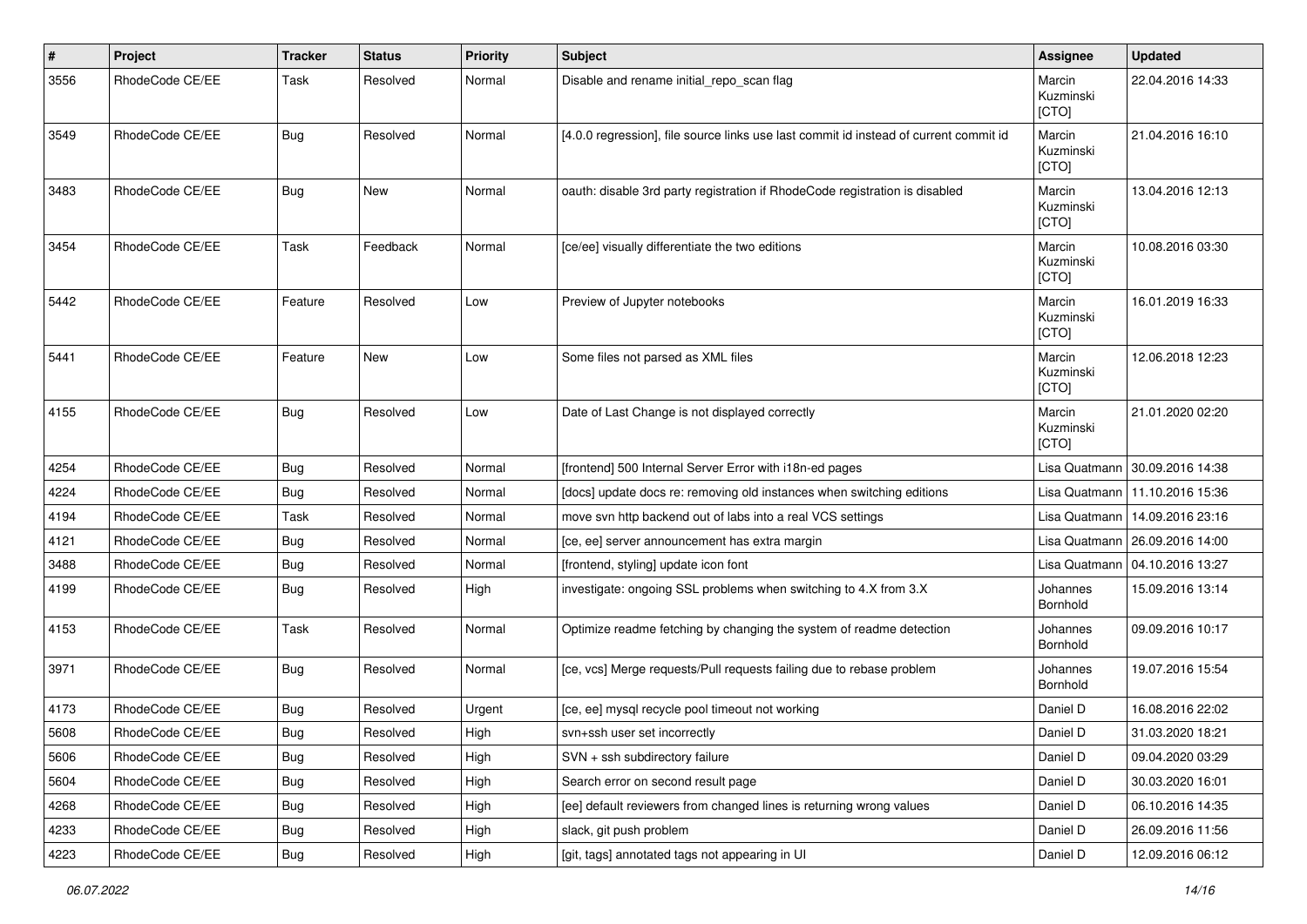| # | Project | Tracker | Status | Priority | Subject | Assignee | Updated |
| --- | --- | --- | --- | --- | --- | --- | --- |
| 3556 | RhodeCode CE/EE | Task | Resolved | Normal | Disable and rename initial_repo_scan flag | Marcin Kuzminski [CTO] | 22.04.2016 14:33 |
| 3549 | RhodeCode CE/EE | Bug | Resolved | Normal | [4.0.0 regression], file source links use last commit id instead of current commit id | Marcin Kuzminski [CTO] | 21.04.2016 16:10 |
| 3483 | RhodeCode CE/EE | Bug | New | Normal | oauth: disable 3rd party registration if RhodeCode registration is disabled | Marcin Kuzminski [CTO] | 13.04.2016 12:13 |
| 3454 | RhodeCode CE/EE | Task | Feedback | Normal | [ce/ee] visually differentiate the two editions | Marcin Kuzminski [CTO] | 10.08.2016 03:30 |
| 5442 | RhodeCode CE/EE | Feature | Resolved | Low | Preview of Jupyter notebooks | Marcin Kuzminski [CTO] | 16.01.2019 16:33 |
| 5441 | RhodeCode CE/EE | Feature | New | Low | Some files not parsed as XML files | Marcin Kuzminski [CTO] | 12.06.2018 12:23 |
| 4155 | RhodeCode CE/EE | Bug | Resolved | Low | Date of Last Change is not displayed correctly | Marcin Kuzminski [CTO] | 21.01.2020 02:20 |
| 4254 | RhodeCode CE/EE | Bug | Resolved | Normal | [frontend] 500 Internal Server Error with i18n-ed pages | Lisa Quatmann | 30.09.2016 14:38 |
| 4224 | RhodeCode CE/EE | Bug | Resolved | Normal | [docs] update docs re: removing old instances when switching editions | Lisa Quatmann | 11.10.2016 15:36 |
| 4194 | RhodeCode CE/EE | Task | Resolved | Normal | move svn http backend out of labs into a real VCS settings | Lisa Quatmann | 14.09.2016 23:16 |
| 4121 | RhodeCode CE/EE | Bug | Resolved | Normal | [ce, ee] server announcement has extra margin | Lisa Quatmann | 26.09.2016 14:00 |
| 3488 | RhodeCode CE/EE | Bug | Resolved | Normal | [frontend, styling] update icon font | Lisa Quatmann | 04.10.2016 13:27 |
| 4199 | RhodeCode CE/EE | Bug | Resolved | High | investigate: ongoing SSL problems when switching to 4.X from 3.X | Johannes Bornhold | 15.09.2016 13:14 |
| 4153 | RhodeCode CE/EE | Task | Resolved | Normal | Optimize readme fetching by changing the system of readme detection | Johannes Bornhold | 09.09.2016 10:17 |
| 3971 | RhodeCode CE/EE | Bug | Resolved | Normal | [ce, vcs] Merge requests/Pull requests failing due to rebase problem | Johannes Bornhold | 19.07.2016 15:54 |
| 4173 | RhodeCode CE/EE | Bug | Resolved | Urgent | [ce, ee] mysql recycle pool timeout not working | Daniel D | 16.08.2016 22:02 |
| 5608 | RhodeCode CE/EE | Bug | Resolved | High | svn+ssh user set incorrectly | Daniel D | 31.03.2020 18:21 |
| 5606 | RhodeCode CE/EE | Bug | Resolved | High | SVN + ssh subdirectory failure | Daniel D | 09.04.2020 03:29 |
| 5604 | RhodeCode CE/EE | Bug | Resolved | High | Search error on second result page | Daniel D | 30.03.2020 16:01 |
| 4268 | RhodeCode CE/EE | Bug | Resolved | High | [ee] default reviewers from changed lines is returning wrong values | Daniel D | 06.10.2016 14:35 |
| 4233 | RhodeCode CE/EE | Bug | Resolved | High | slack, git push problem | Daniel D | 26.09.2016 11:56 |
| 4223 | RhodeCode CE/EE | Bug | Resolved | High | [git, tags] annotated tags not appearing in UI | Daniel D | 12.09.2016 06:12 |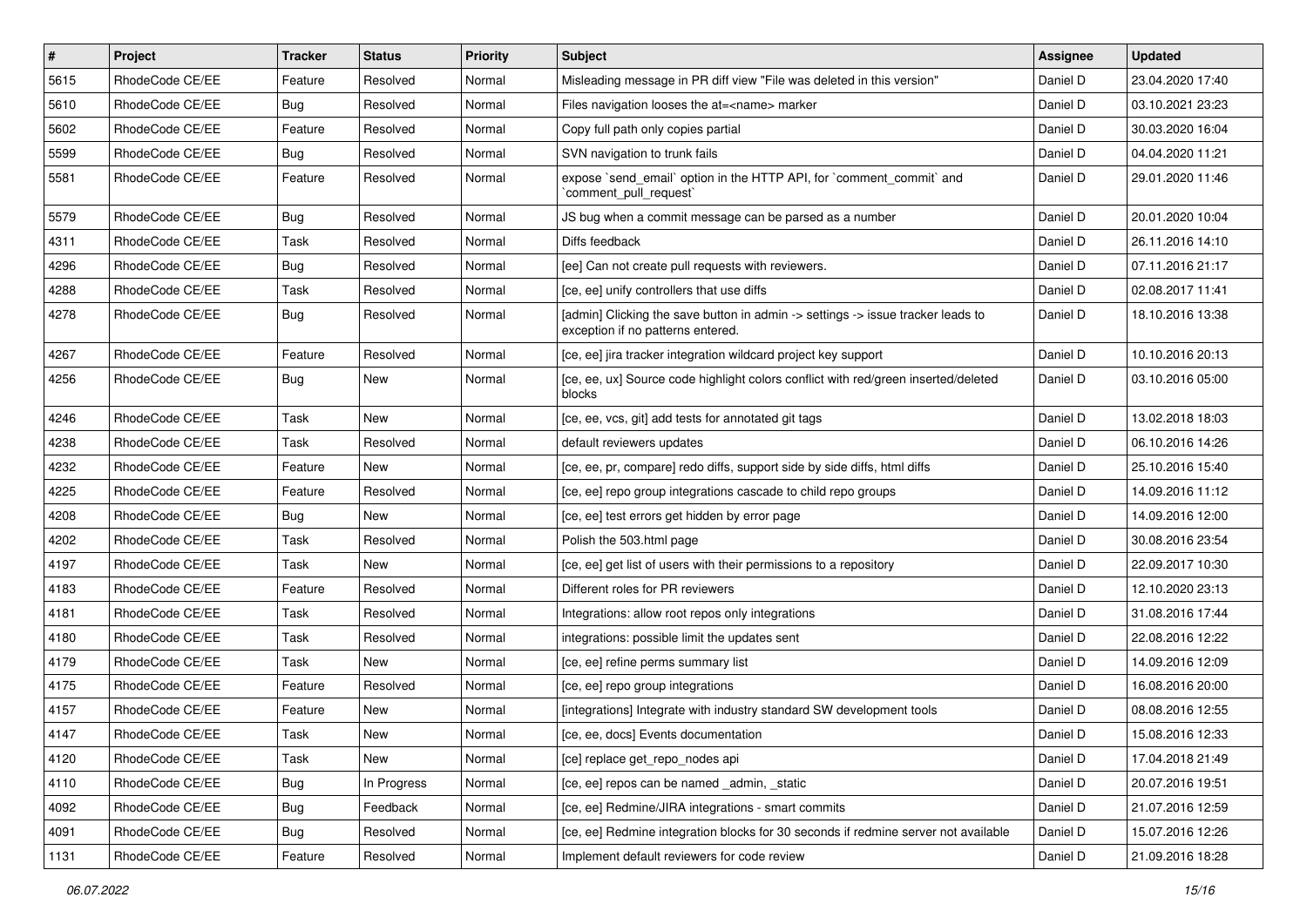| # | Project | Tracker | Status | Priority | Subject | Assignee | Updated |
|---|---|---|---|---|---|---|---|
| 5615 | RhodeCode CE/EE | Feature | Resolved | Normal | Misleading message in PR diff view "File was deleted in this version" | Daniel D | 23.04.2020 17:40 |
| 5610 | RhodeCode CE/EE | Bug | Resolved | Normal | Files navigation looses the at=<name> marker | Daniel D | 03.10.2021 23:23 |
| 5602 | RhodeCode CE/EE | Feature | Resolved | Normal | Copy full path only copies partial | Daniel D | 30.03.2020 16:04 |
| 5599 | RhodeCode CE/EE | Bug | Resolved | Normal | SVN navigation to trunk fails | Daniel D | 04.04.2020 11:21 |
| 5581 | RhodeCode CE/EE | Feature | Resolved | Normal | expose `send_email` option in the HTTP API, for `comment_commit` and `comment_pull_request` | Daniel D | 29.01.2020 11:46 |
| 5579 | RhodeCode CE/EE | Bug | Resolved | Normal | JS bug when a commit message can be parsed as a number | Daniel D | 20.01.2020 10:04 |
| 4311 | RhodeCode CE/EE | Task | Resolved | Normal | Diffs feedback | Daniel D | 26.11.2016 14:10 |
| 4296 | RhodeCode CE/EE | Bug | Resolved | Normal | [ee] Can not create pull requests with reviewers. | Daniel D | 07.11.2016 21:17 |
| 4288 | RhodeCode CE/EE | Task | Resolved | Normal | [ce, ee] unify controllers that use diffs | Daniel D | 02.08.2017 11:41 |
| 4278 | RhodeCode CE/EE | Bug | Resolved | Normal | [admin] Clicking the save button in admin -> settings -> issue tracker leads to exception if no patterns entered. | Daniel D | 18.10.2016 13:38 |
| 4267 | RhodeCode CE/EE | Feature | Resolved | Normal | [ce, ee] jira tracker integration wildcard project key support | Daniel D | 10.10.2016 20:13 |
| 4256 | RhodeCode CE/EE | Bug | New | Normal | [ce, ee, ux] Source code highlight colors conflict with red/green inserted/deleted blocks | Daniel D | 03.10.2016 05:00 |
| 4246 | RhodeCode CE/EE | Task | New | Normal | [ce, ee, vcs, git] add tests for annotated git tags | Daniel D | 13.02.2018 18:03 |
| 4238 | RhodeCode CE/EE | Task | Resolved | Normal | default reviewers updates | Daniel D | 06.10.2016 14:26 |
| 4232 | RhodeCode CE/EE | Feature | New | Normal | [ce, ee, pr, compare] redo diffs, support side by side diffs, html diffs | Daniel D | 25.10.2016 15:40 |
| 4225 | RhodeCode CE/EE | Feature | Resolved | Normal | [ce, ee] repo group integrations cascade to child repo groups | Daniel D | 14.09.2016 11:12 |
| 4208 | RhodeCode CE/EE | Bug | New | Normal | [ce, ee] test errors get hidden by error page | Daniel D | 14.09.2016 12:00 |
| 4202 | RhodeCode CE/EE | Task | Resolved | Normal | Polish the 503.html page | Daniel D | 30.08.2016 23:54 |
| 4197 | RhodeCode CE/EE | Task | New | Normal | [ce, ee] get list of users with their permissions to a repository | Daniel D | 22.09.2017 10:30 |
| 4183 | RhodeCode CE/EE | Feature | Resolved | Normal | Different roles for PR reviewers | Daniel D | 12.10.2020 23:13 |
| 4181 | RhodeCode CE/EE | Task | Resolved | Normal | Integrations: allow root repos only integrations | Daniel D | 31.08.2016 17:44 |
| 4180 | RhodeCode CE/EE | Task | Resolved | Normal | integrations: possible limit the updates sent | Daniel D | 22.08.2016 12:22 |
| 4179 | RhodeCode CE/EE | Task | New | Normal | [ce, ee] refine perms summary list | Daniel D | 14.09.2016 12:09 |
| 4175 | RhodeCode CE/EE | Feature | Resolved | Normal | [ce, ee] repo group integrations | Daniel D | 16.08.2016 20:00 |
| 4157 | RhodeCode CE/EE | Feature | New | Normal | [integrations] Integrate with industry standard SW development tools | Daniel D | 08.08.2016 12:55 |
| 4147 | RhodeCode CE/EE | Task | New | Normal | [ce, ee, docs] Events documentation | Daniel D | 15.08.2016 12:33 |
| 4120 | RhodeCode CE/EE | Task | New | Normal | [ce] replace get_repo_nodes api | Daniel D | 17.04.2018 21:49 |
| 4110 | RhodeCode CE/EE | Bug | In Progress | Normal | [ce, ee] repos can be named _admin, _static | Daniel D | 20.07.2016 19:51 |
| 4092 | RhodeCode CE/EE | Bug | Feedback | Normal | [ce, ee] Redmine/JIRA integrations - smart commits | Daniel D | 21.07.2016 12:59 |
| 4091 | RhodeCode CE/EE | Bug | Resolved | Normal | [ce, ee] Redmine integration blocks for 30 seconds if redmine server not available | Daniel D | 15.07.2016 12:26 |
| 1131 | RhodeCode CE/EE | Feature | Resolved | Normal | Implement default reviewers for code review | Daniel D | 21.09.2016 18:28 |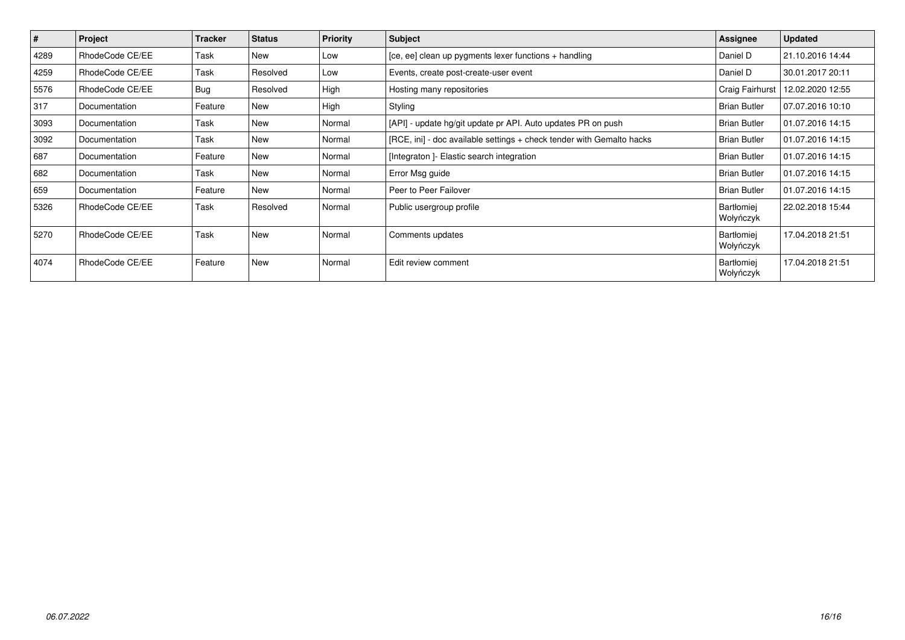| # | Project | Tracker | Status | Priority | Subject | Assignee | Updated |
|---|---|---|---|---|---|---|---|
| 4289 | RhodeCode CE/EE | Task | New | Low | [ce, ee] clean up pygments lexer functions + handling | Daniel D | 21.10.2016 14:44 |
| 4259 | RhodeCode CE/EE | Task | Resolved | Low | Events, create post-create-user event | Daniel D | 30.01.2017 20:11 |
| 5576 | RhodeCode CE/EE | Bug | Resolved | High | Hosting many repositories | Craig Fairhurst | 12.02.2020 12:55 |
| 317 | Documentation | Feature | New | High | Styling | Brian Butler | 07.07.2016 10:10 |
| 3093 | Documentation | Task | New | Normal | [API] - update hg/git update pr API. Auto updates PR on push | Brian Butler | 01.07.2016 14:15 |
| 3092 | Documentation | Task | New | Normal | [RCE, ini] - doc available settings + check tender with Gemalto hacks | Brian Butler | 01.07.2016 14:15 |
| 687 | Documentation | Feature | New | Normal | [Integraton ]- Elastic search integration | Brian Butler | 01.07.2016 14:15 |
| 682 | Documentation | Task | New | Normal | Error Msg guide | Brian Butler | 01.07.2016 14:15 |
| 659 | Documentation | Feature | New | Normal | Peer to Peer Failover | Brian Butler | 01.07.2016 14:15 |
| 5326 | RhodeCode CE/EE | Task | Resolved | Normal | Public usergroup profile | Bartłomiej Wołyńczyk | 22.02.2018 15:44 |
| 5270 | RhodeCode CE/EE | Task | New | Normal | Comments updates | Bartłomiej Wołyńczyk | 17.04.2018 21:51 |
| 4074 | RhodeCode CE/EE | Feature | New | Normal | Edit review comment | Bartłomiej Wołyńczyk | 17.04.2018 21:51 |

*06.07.2022*